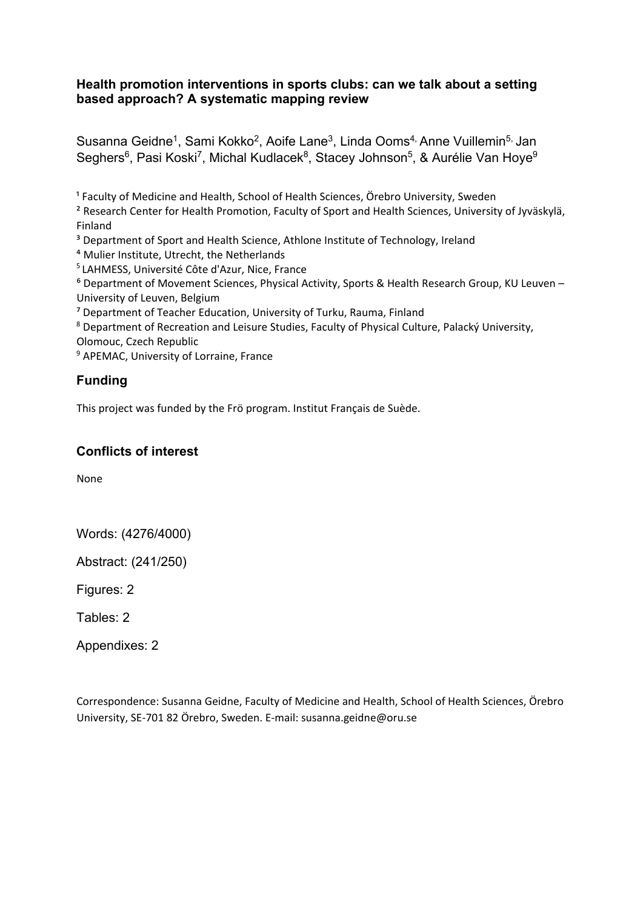# Health promotion interventions in sports clubs: can we talk about a setting based approach? A systematic mapping review

Susanna Geidne[1], Sami Kokko[2], Aoife Lane[3], Linda Ooms[4], Anne Vuillemin[5], Jan Seghers[6], Pasi Koski[7], Michal Kudlacek[8], Stacey Johnson[5], & Aurélie Van Hoye[9]

[1] Faculty of Medicine and Health, School of Health Sciences, Örebro University, Sweden
[2] Research Center for Health Promotion, Faculty of Sport and Health Sciences, University of Jyväskylä, Finland
[3] Department of Sport and Health Science, Athlone Institute of Technology, Ireland
[4] Mulier Institute, Utrecht, the Netherlands
[5] LAHMESS, Université Côte d'Azur, Nice, France
[6] Department of Movement Sciences, Physical Activity, Sports & Health Research Group, KU Leuven – University of Leuven, Belgium
[7] Department of Teacher Education, University of Turku, Rauma, Finland
[8] Department of Recreation and Leisure Studies, Faculty of Physical Culture, Palacký University, Olomouc, Czech Republic
[9] APEMAC, University of Lorraine, France

## Funding

This project was funded by the Frö program. Institut Français de Suède.

## Conflicts of interest

None

Words: (4276/4000)

Abstract: (241/250)

Figures: 2

Tables: 2

Appendixes: 2

Correspondence: Susanna Geidne, Faculty of Medicine and Health, School of Health Sciences, Örebro University, SE-701 82 Örebro, Sweden. E-mail: susanna.geidne@oru.se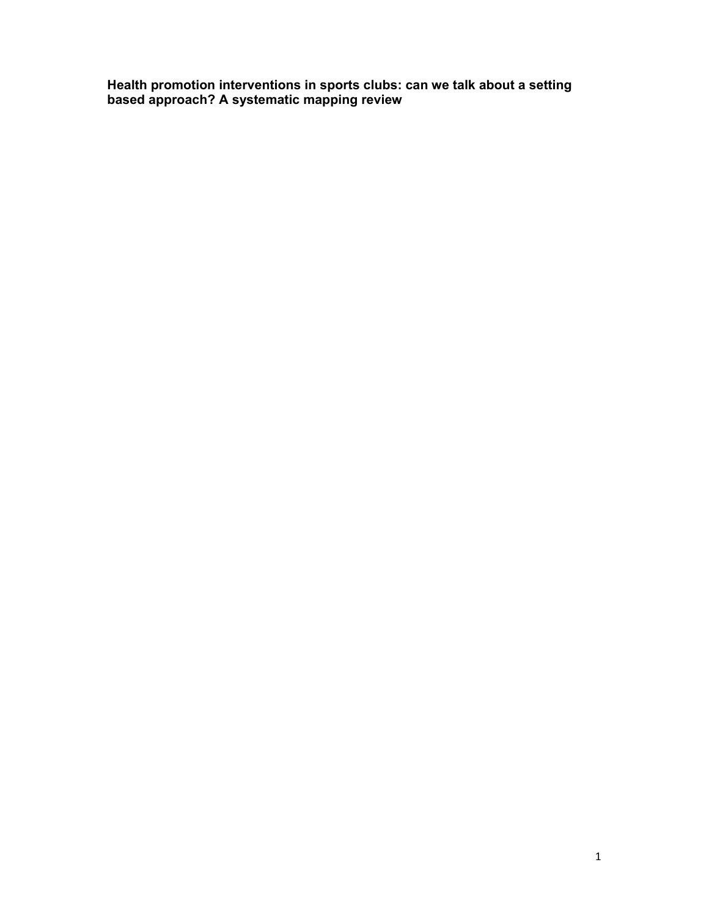**Health promotion interventions in sports clubs: can we talk about a setting based approach? A systematic mapping review**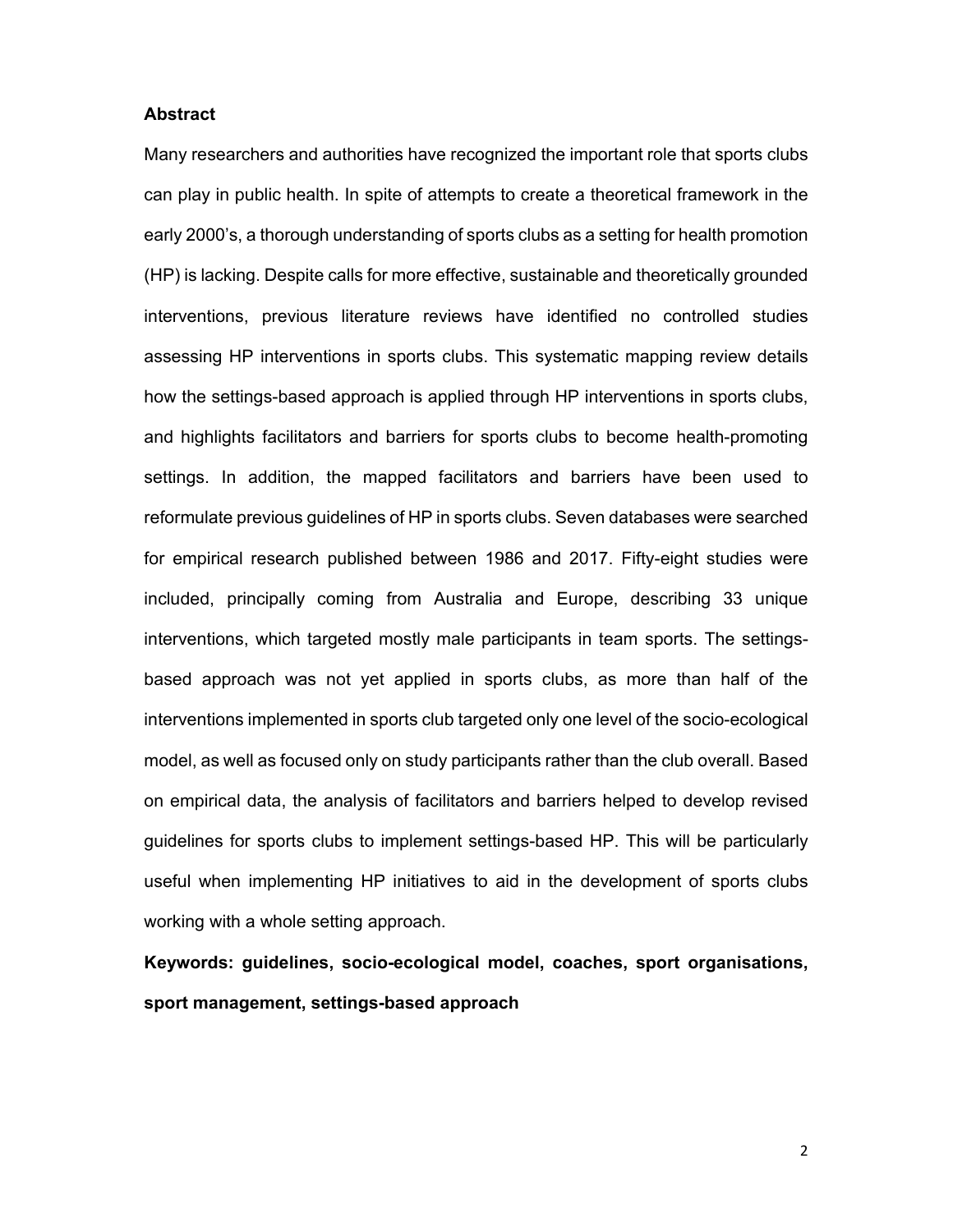## Abstract

Many researchers and authorities have recognized the important role that sports clubs can play in public health. In spite of attempts to create a theoretical framework in the early 2000's, a thorough understanding of sports clubs as a setting for health promotion (HP) is lacking. Despite calls for more effective, sustainable and theoretically grounded interventions, previous literature reviews have identified no controlled studies assessing HP interventions in sports clubs. This systematic mapping review details how the settings-based approach is applied through HP interventions in sports clubs, and highlights facilitators and barriers for sports clubs to become health-promoting settings. In addition, the mapped facilitators and barriers have been used to reformulate previous guidelines of HP in sports clubs. Seven databases were searched for empirical research published between 1986 and 2017. Fifty-eight studies were included, principally coming from Australia and Europe, describing 33 unique interventions, which targeted mostly male participants in team sports. The settings-based approach was not yet applied in sports clubs, as more than half of the interventions implemented in sports club targeted only one level of the socio-ecological model, as well as focused only on study participants rather than the club overall. Based on empirical data, the analysis of facilitators and barriers helped to develop revised guidelines for sports clubs to implement settings-based HP. This will be particularly useful when implementing HP initiatives to aid in the development of sports clubs working with a whole setting approach.

**Keywords: guidelines, socio-ecological model, coaches, sport organisations, sport management, settings-based approach**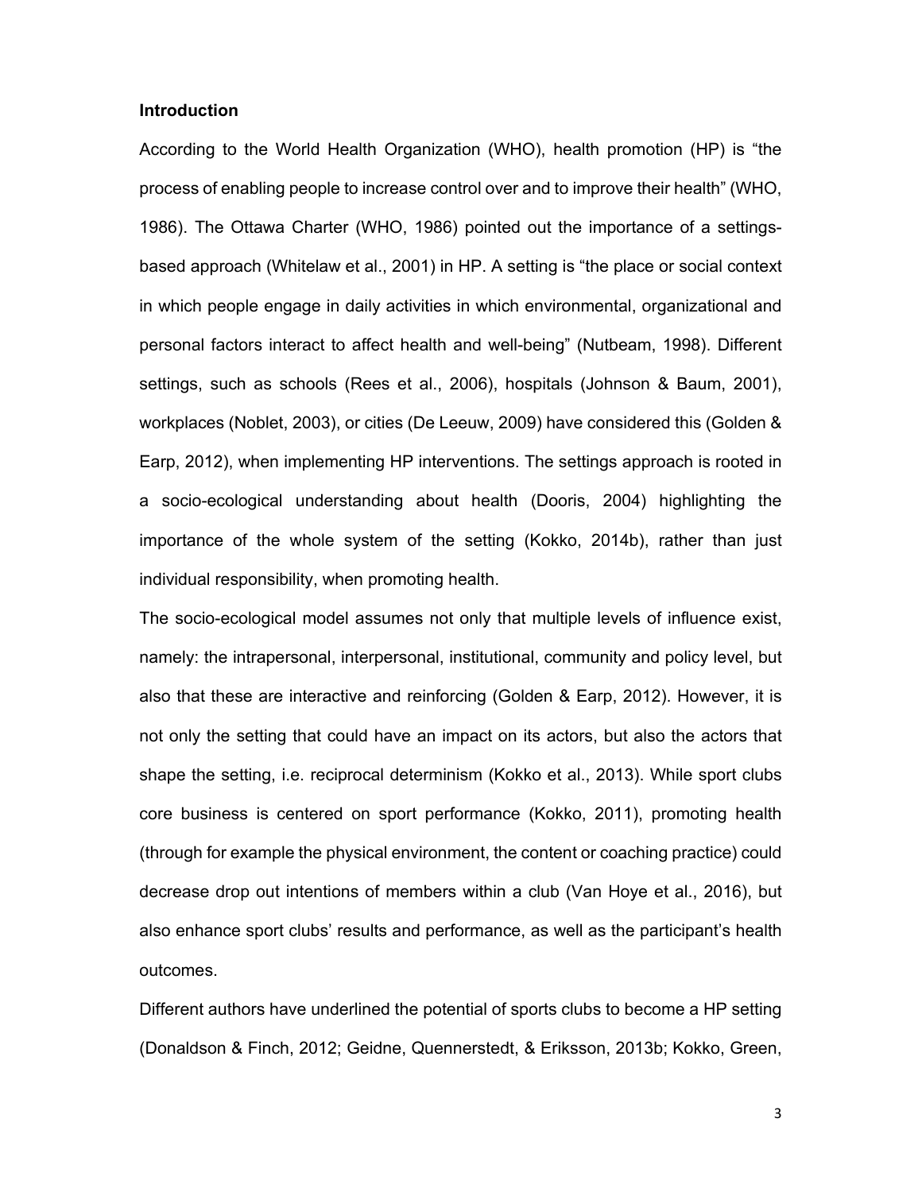## Introduction

According to the World Health Organization (WHO), health promotion (HP) is "the process of enabling people to increase control over and to improve their health" (WHO, 1986). The Ottawa Charter (WHO, 1986) pointed out the importance of a settings-based approach (Whitelaw et al., 2001) in HP. A setting is "the place or social context in which people engage in daily activities in which environmental, organizational and personal factors interact to affect health and well-being" (Nutbeam, 1998). Different settings, such as schools (Rees et al., 2006), hospitals (Johnson & Baum, 2001), workplaces (Noblet, 2003), or cities (De Leeuw, 2009) have considered this (Golden & Earp, 2012), when implementing HP interventions. The settings approach is rooted in a socio-ecological understanding about health (Dooris, 2004) highlighting the importance of the whole system of the setting (Kokko, 2014b), rather than just individual responsibility, when promoting health.

The socio-ecological model assumes not only that multiple levels of influence exist, namely: the intrapersonal, interpersonal, institutional, community and policy level, but also that these are interactive and reinforcing (Golden & Earp, 2012). However, it is not only the setting that could have an impact on its actors, but also the actors that shape the setting, i.e. reciprocal determinism (Kokko et al., 2013). While sport clubs core business is centered on sport performance (Kokko, 2011), promoting health (through for example the physical environment, the content or coaching practice) could decrease drop out intentions of members within a club (Van Hoye et al., 2016), but also enhance sport clubs' results and performance, as well as the participant's health outcomes.

Different authors have underlined the potential of sports clubs to become a HP setting (Donaldson & Finch, 2012; Geidne, Quennerstedt, & Eriksson, 2013b; Kokko, Green,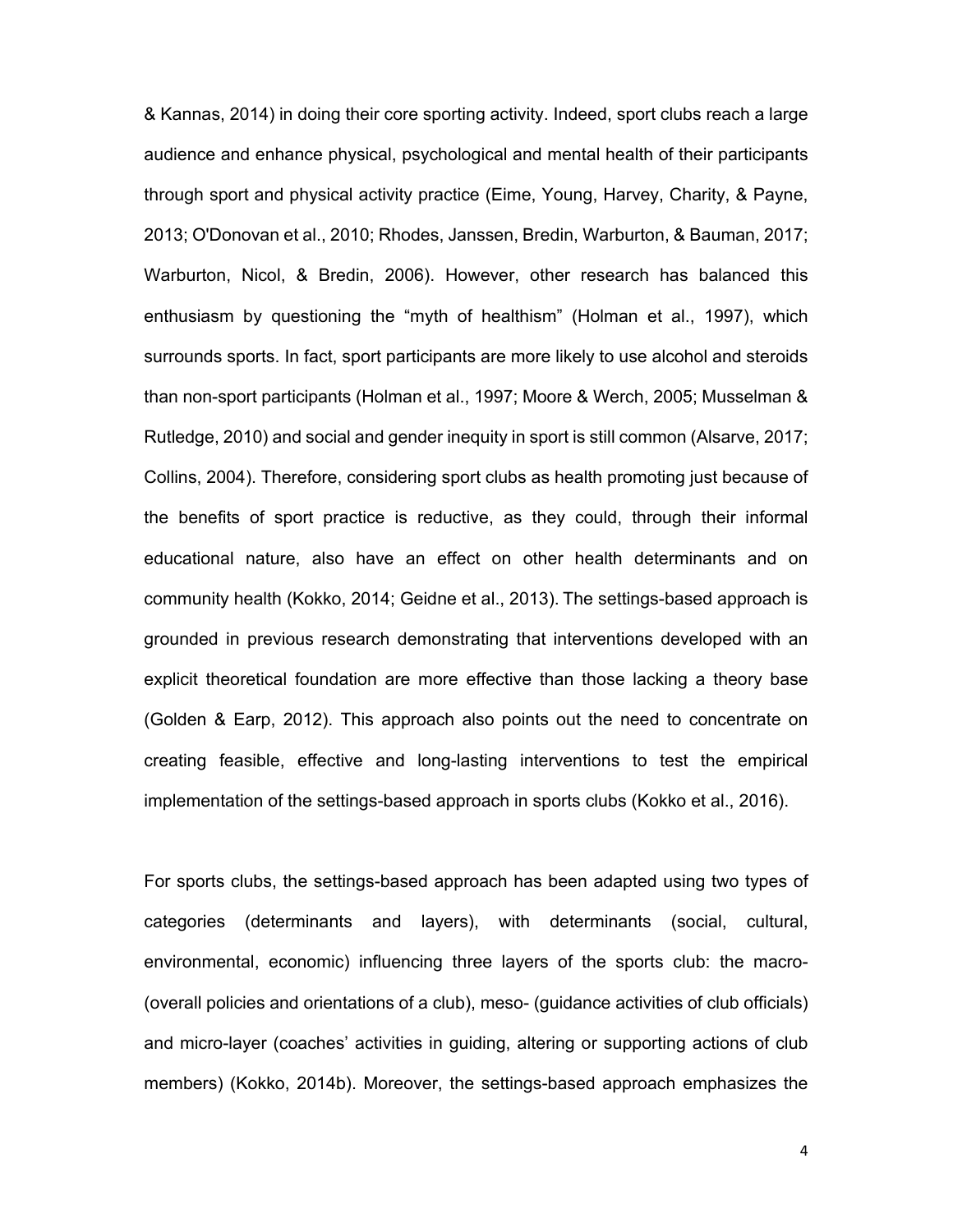& Kannas, 2014) in doing their core sporting activity. Indeed, sport clubs reach a large audience and enhance physical, psychological and mental health of their participants through sport and physical activity practice (Eime, Young, Harvey, Charity, & Payne, 2013; O'Donovan et al., 2010; Rhodes, Janssen, Bredin, Warburton, & Bauman, 2017; Warburton, Nicol, & Bredin, 2006). However, other research has balanced this enthusiasm by questioning the "myth of healthism" (Holman et al., 1997), which surrounds sports. In fact, sport participants are more likely to use alcohol and steroids than non-sport participants (Holman et al., 1997; Moore & Werch, 2005; Musselman & Rutledge, 2010) and social and gender inequity in sport is still common (Alsarve, 2017; Collins, 2004). Therefore, considering sport clubs as health promoting just because of the benefits of sport practice is reductive, as they could, through their informal educational nature, also have an effect on other health determinants and on community health (Kokko, 2014; Geidne et al., 2013). The settings-based approach is grounded in previous research demonstrating that interventions developed with an explicit theoretical foundation are more effective than those lacking a theory base (Golden & Earp, 2012). This approach also points out the need to concentrate on creating feasible, effective and long-lasting interventions to test the empirical implementation of the settings-based approach in sports clubs (Kokko et al., 2016).

For sports clubs, the settings-based approach has been adapted using two types of categories (determinants and layers), with determinants (social, cultural, environmental, economic) influencing three layers of the sports club: the macro- (overall policies and orientations of a club), meso- (guidance activities of club officials) and micro-layer (coaches' activities in guiding, altering or supporting actions of club members) (Kokko, 2014b). Moreover, the settings-based approach emphasizes the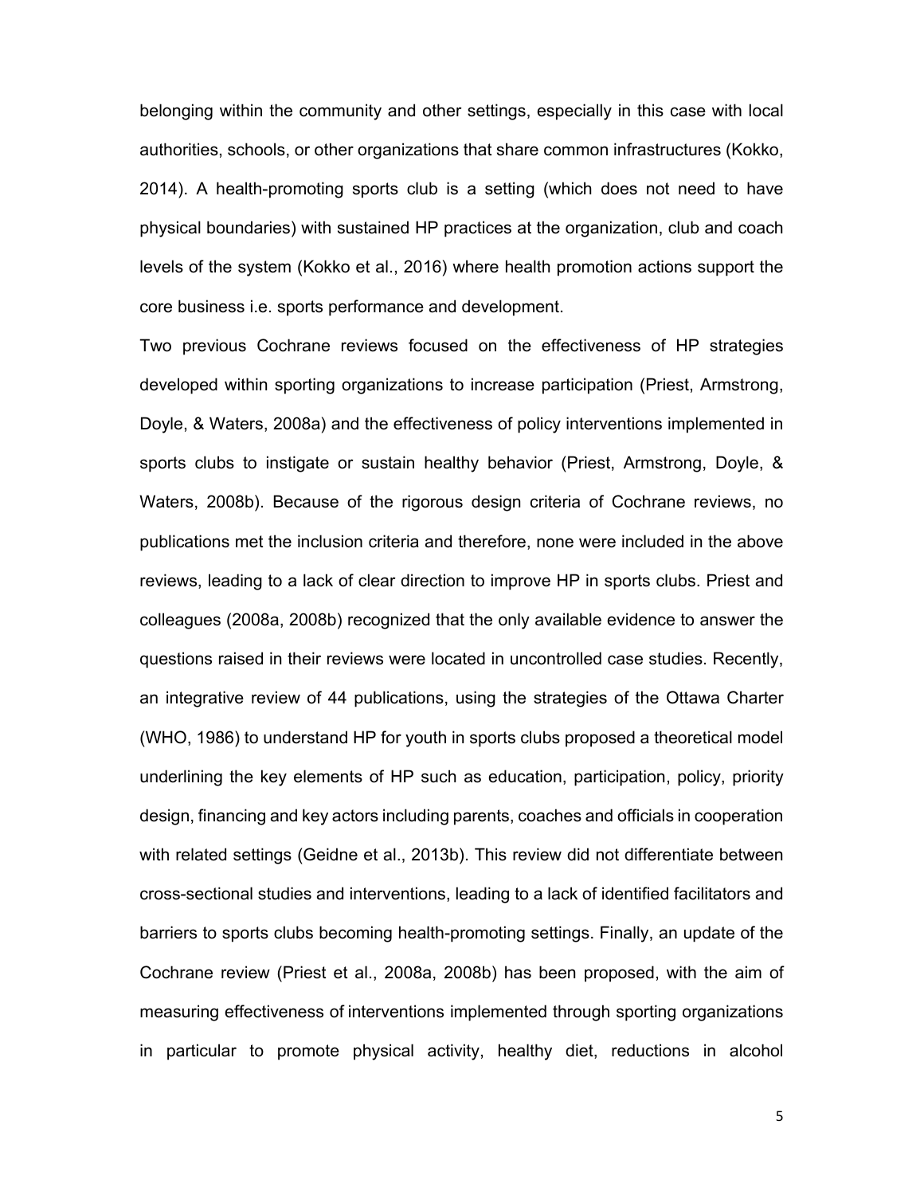belonging within the community and other settings, especially in this case with local authorities, schools, or other organizations that share common infrastructures (Kokko, 2014). A health-promoting sports club is a setting (which does not need to have physical boundaries) with sustained HP practices at the organization, club and coach levels of the system (Kokko et al., 2016) where health promotion actions support the core business i.e. sports performance and development.

Two previous Cochrane reviews focused on the effectiveness of HP strategies developed within sporting organizations to increase participation (Priest, Armstrong, Doyle, & Waters, 2008a) and the effectiveness of policy interventions implemented in sports clubs to instigate or sustain healthy behavior (Priest, Armstrong, Doyle, & Waters, 2008b). Because of the rigorous design criteria of Cochrane reviews, no publications met the inclusion criteria and therefore, none were included in the above reviews, leading to a lack of clear direction to improve HP in sports clubs. Priest and colleagues (2008a, 2008b) recognized that the only available evidence to answer the questions raised in their reviews were located in uncontrolled case studies. Recently, an integrative review of 44 publications, using the strategies of the Ottawa Charter (WHO, 1986) to understand HP for youth in sports clubs proposed a theoretical model underlining the key elements of HP such as education, participation, policy, priority design, financing and key actors including parents, coaches and officials in cooperation with related settings (Geidne et al., 2013b). This review did not differentiate between cross-sectional studies and interventions, leading to a lack of identified facilitators and barriers to sports clubs becoming health-promoting settings. Finally, an update of the Cochrane review (Priest et al., 2008a, 2008b) has been proposed, with the aim of measuring effectiveness of interventions implemented through sporting organizations in particular to promote physical activity, healthy diet, reductions in alcohol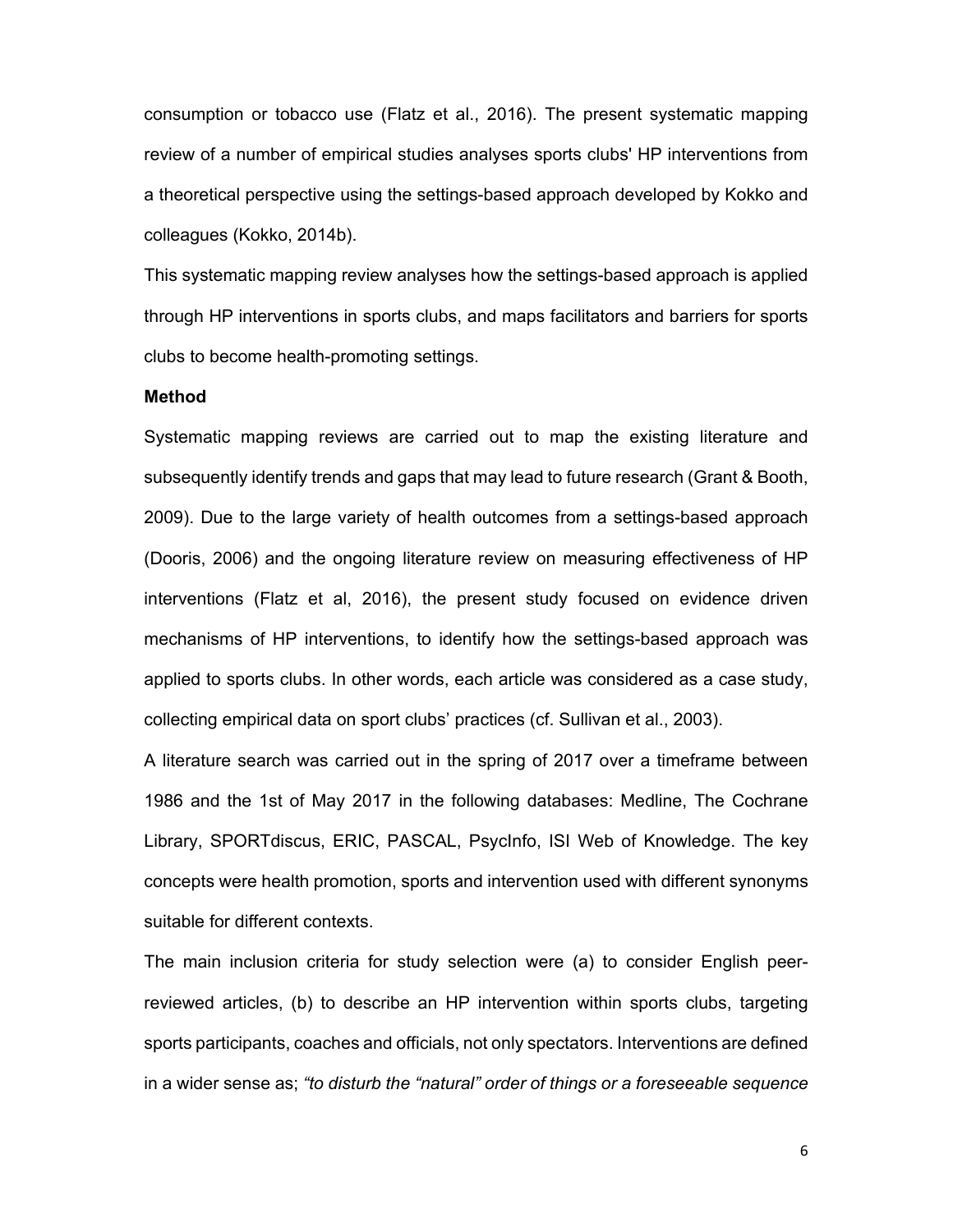consumption or tobacco use (Flatz et al., 2016). The present systematic mapping review of a number of empirical studies analyses sports clubs' HP interventions from a theoretical perspective using the settings-based approach developed by Kokko and colleagues (Kokko, 2014b).

This systematic mapping review analyses how the settings-based approach is applied through HP interventions in sports clubs, and maps facilitators and barriers for sports clubs to become health-promoting settings.

**Method**

Systematic mapping reviews are carried out to map the existing literature and subsequently identify trends and gaps that may lead to future research (Grant & Booth, 2009). Due to the large variety of health outcomes from a settings-based approach (Dooris, 2006) and the ongoing literature review on measuring effectiveness of HP interventions (Flatz et al, 2016), the present study focused on evidence driven mechanisms of HP interventions, to identify how the settings-based approach was applied to sports clubs. In other words, each article was considered as a case study, collecting empirical data on sport clubs' practices (cf. Sullivan et al., 2003).

A literature search was carried out in the spring of 2017 over a timeframe between 1986 and the 1st of May 2017 in the following databases: Medline, The Cochrane Library, SPORTdiscus, ERIC, PASCAL, PsycInfo, ISI Web of Knowledge. The key concepts were health promotion, sports and intervention used with different synonyms suitable for different contexts.

The main inclusion criteria for study selection were (a) to consider English peer-reviewed articles, (b) to describe an HP intervention within sports clubs, targeting sports participants, coaches and officials, not only spectators. Interventions are defined in a wider sense as; *"to disturb the "natural" order of things or a foreseeable sequence*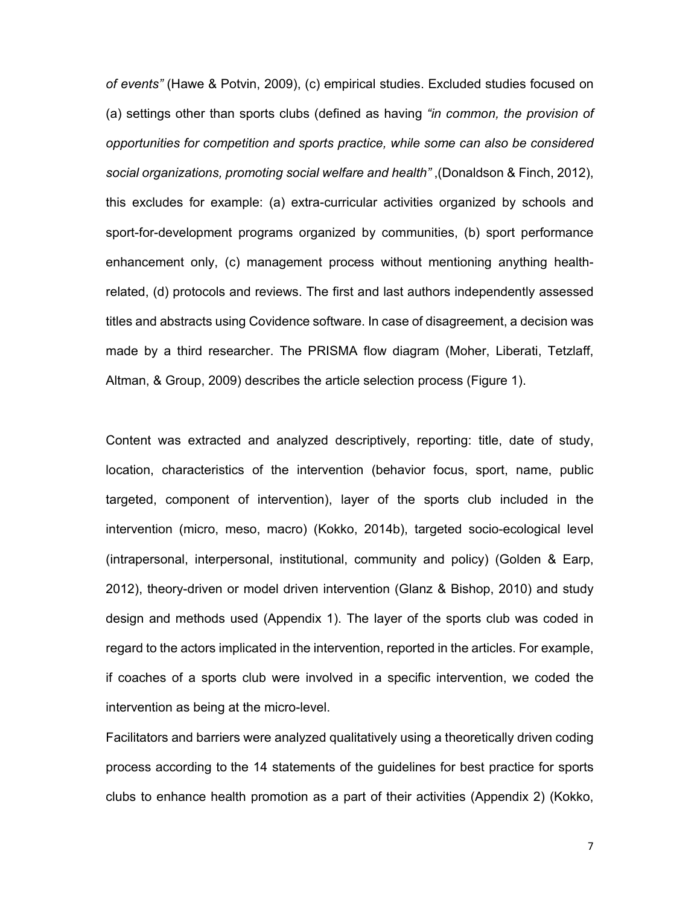*of events"* (Hawe & Potvin, 2009), (c) empirical studies. Excluded studies focused on (a) settings other than sports clubs (defined as having *"in common, the provision of opportunities for competition and sports practice, while some can also be considered social organizations, promoting social welfare and health"* ,(Donaldson & Finch, 2012), this excludes for example: (a) extra-curricular activities organized by schools and sport-for-development programs organized by communities, (b) sport performance enhancement only, (c) management process without mentioning anything health-related, (d) protocols and reviews. The first and last authors independently assessed titles and abstracts using Covidence software. In case of disagreement, a decision was made by a third researcher. The PRISMA flow diagram (Moher, Liberati, Tetzlaff, Altman, & Group, 2009) describes the article selection process (Figure 1).

Content was extracted and analyzed descriptively, reporting: title, date of study, location, characteristics of the intervention (behavior focus, sport, name, public targeted, component of intervention), layer of the sports club included in the intervention (micro, meso, macro) (Kokko, 2014b), targeted socio-ecological level (intrapersonal, interpersonal, institutional, community and policy) (Golden & Earp, 2012), theory-driven or model driven intervention (Glanz & Bishop, 2010) and study design and methods used (Appendix 1). The layer of the sports club was coded in regard to the actors implicated in the intervention, reported in the articles. For example, if coaches of a sports club were involved in a specific intervention, we coded the intervention as being at the micro-level.

Facilitators and barriers were analyzed qualitatively using a theoretically driven coding process according to the 14 statements of the guidelines for best practice for sports clubs to enhance health promotion as a part of their activities (Appendix 2) (Kokko,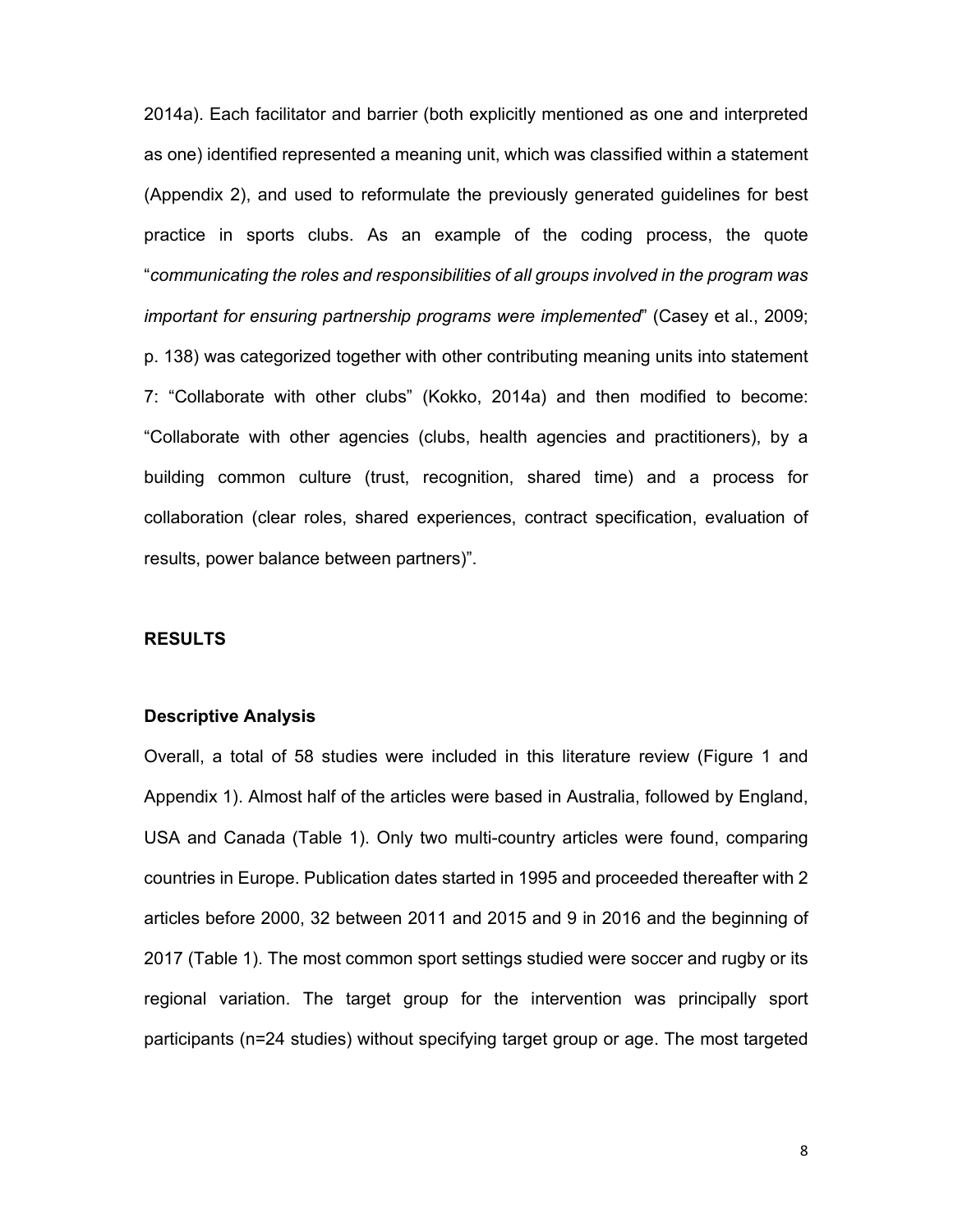2014a). Each facilitator and barrier (both explicitly mentioned as one and interpreted as one) identified represented a meaning unit, which was classified within a statement (Appendix 2), and used to reformulate the previously generated guidelines for best practice in sports clubs. As an example of the coding process, the quote "*communicating the roles and responsibilities of all groups involved in the program was important for ensuring partnership programs were implemented*" (Casey et al., 2009; p. 138) was categorized together with other contributing meaning units into statement 7: "Collaborate with other clubs" (Kokko, 2014a) and then modified to become: "Collaborate with other agencies (clubs, health agencies and practitioners), by a building common culture (trust, recognition, shared time) and a process for collaboration (clear roles, shared experiences, contract specification, evaluation of results, power balance between partners)".

## RESULTS

### Descriptive Analysis

Overall, a total of 58 studies were included in this literature review (Figure 1 and Appendix 1). Almost half of the articles were based in Australia, followed by England, USA and Canada (Table 1). Only two multi-country articles were found, comparing countries in Europe. Publication dates started in 1995 and proceeded thereafter with 2 articles before 2000, 32 between 2011 and 2015 and 9 in 2016 and the beginning of 2017 (Table 1). The most common sport settings studied were soccer and rugby or its regional variation. The target group for the intervention was principally sport participants (n=24 studies) without specifying target group or age. The most targeted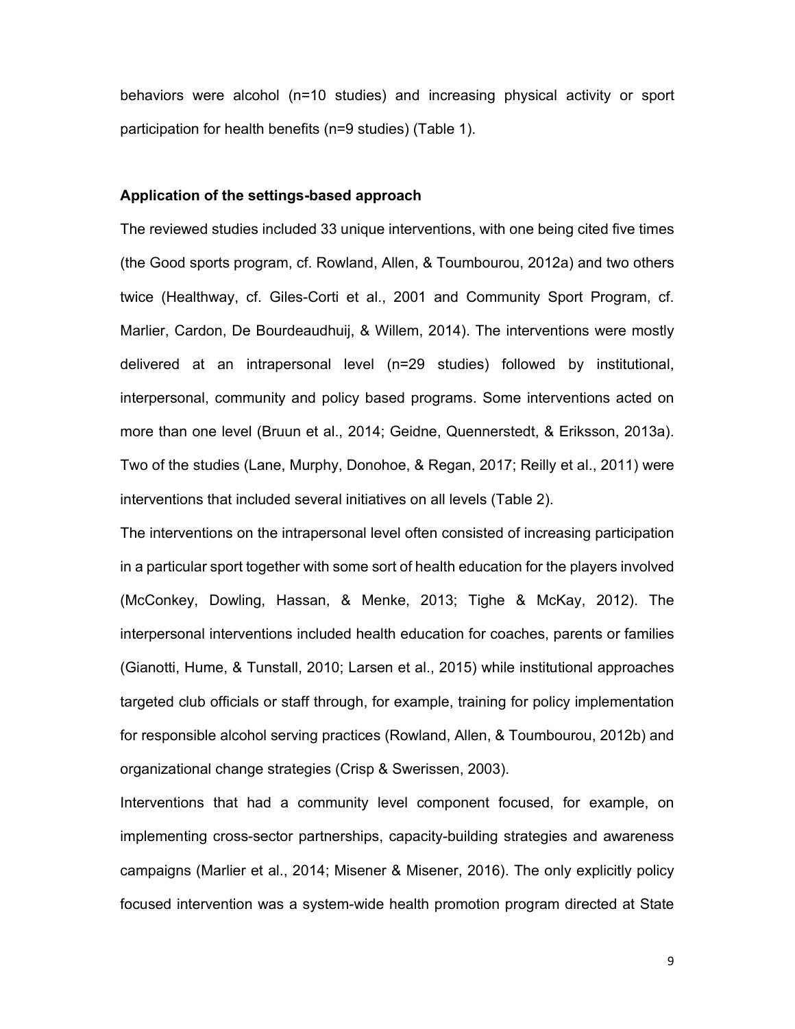behaviors were alcohol (n=10 studies) and increasing physical activity or sport participation for health benefits (n=9 studies) (Table 1).

**Application of the settings-based approach**

The reviewed studies included 33 unique interventions, with one being cited five times (the Good sports program, cf. Rowland, Allen, & Toumbourou, 2012a) and two others twice (Healthway, cf. Giles-Corti et al., 2001 and Community Sport Program, cf. Marlier, Cardon, De Bourdeaudhuij, & Willem, 2014). The interventions were mostly delivered at an intrapersonal level (n=29 studies) followed by institutional, interpersonal, community and policy based programs. Some interventions acted on more than one level (Bruun et al., 2014; Geidne, Quennerstedt, & Eriksson, 2013a). Two of the studies (Lane, Murphy, Donohoe, & Regan, 2017; Reilly et al., 2011) were interventions that included several initiatives on all levels (Table 2).

The interventions on the intrapersonal level often consisted of increasing participation in a particular sport together with some sort of health education for the players involved (McConkey, Dowling, Hassan, & Menke, 2013; Tighe & McKay, 2012). The interpersonal interventions included health education for coaches, parents or families (Gianotti, Hume, & Tunstall, 2010; Larsen et al., 2015) while institutional approaches targeted club officials or staff through, for example, training for policy implementation for responsible alcohol serving practices (Rowland, Allen, & Toumbourou, 2012b) and organizational change strategies (Crisp & Swerissen, 2003).

Interventions that had a community level component focused, for example, on implementing cross-sector partnerships, capacity-building strategies and awareness campaigns (Marlier et al., 2014; Misener & Misener, 2016). The only explicitly policy focused intervention was a system-wide health promotion program directed at State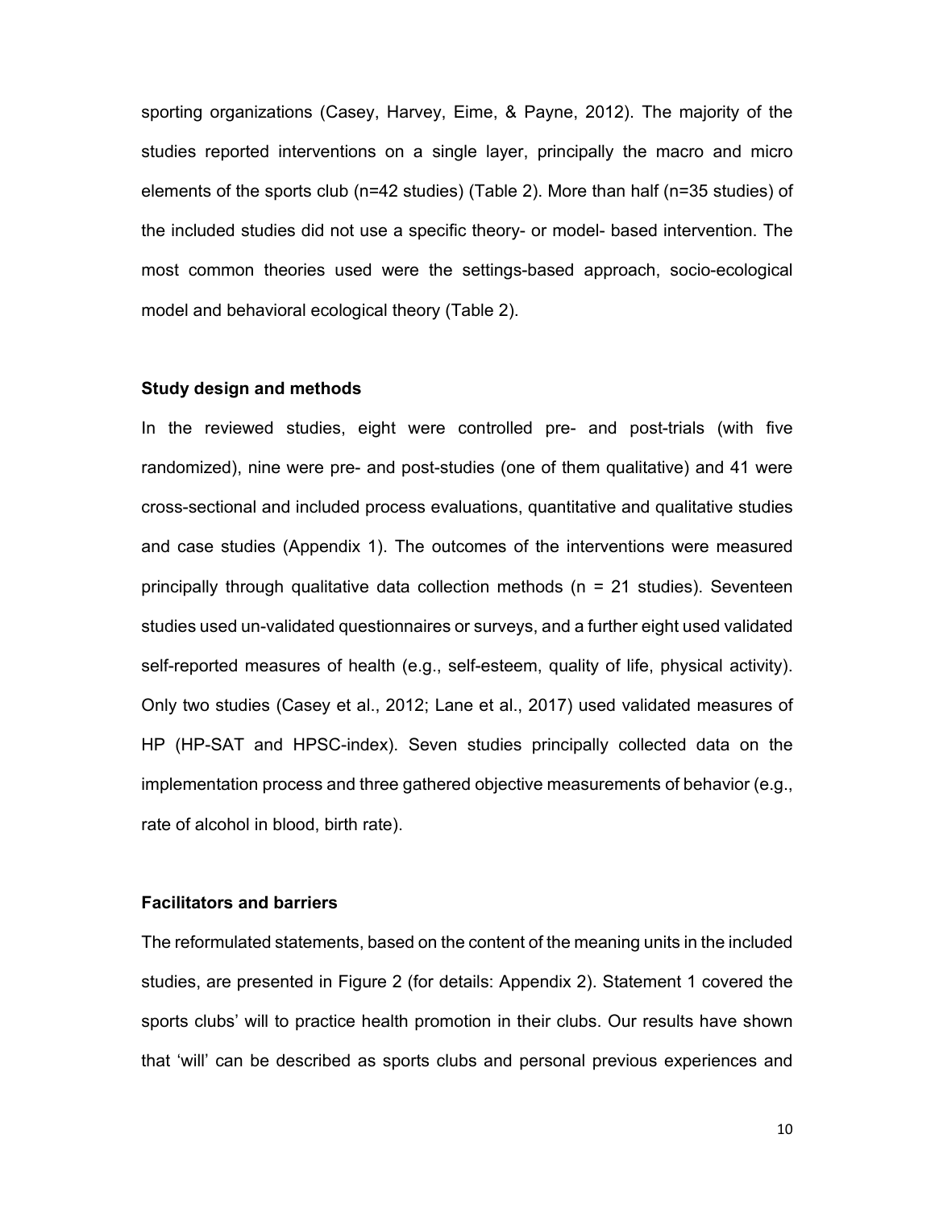sporting organizations (Casey, Harvey, Eime, & Payne, 2012). The majority of the studies reported interventions on a single layer, principally the macro and micro elements of the sports club (n=42 studies) (Table 2). More than half (n=35 studies) of the included studies did not use a specific theory- or model- based intervention. The most common theories used were the settings-based approach, socio-ecological model and behavioral ecological theory (Table 2).

### Study design and methods

In the reviewed studies, eight were controlled pre- and post-trials (with five randomized), nine were pre- and post-studies (one of them qualitative) and 41 were cross-sectional and included process evaluations, quantitative and qualitative studies and case studies (Appendix 1). The outcomes of the interventions were measured principally through qualitative data collection methods (n = 21 studies). Seventeen studies used un-validated questionnaires or surveys, and a further eight used validated self-reported measures of health (e.g., self-esteem, quality of life, physical activity). Only two studies (Casey et al., 2012; Lane et al., 2017) used validated measures of HP (HP-SAT and HPSC-index). Seven studies principally collected data on the implementation process and three gathered objective measurements of behavior (e.g., rate of alcohol in blood, birth rate).

### Facilitators and barriers

The reformulated statements, based on the content of the meaning units in the included studies, are presented in Figure 2 (for details: Appendix 2). Statement 1 covered the sports clubs' will to practice health promotion in their clubs. Our results have shown that 'will' can be described as sports clubs and personal previous experiences and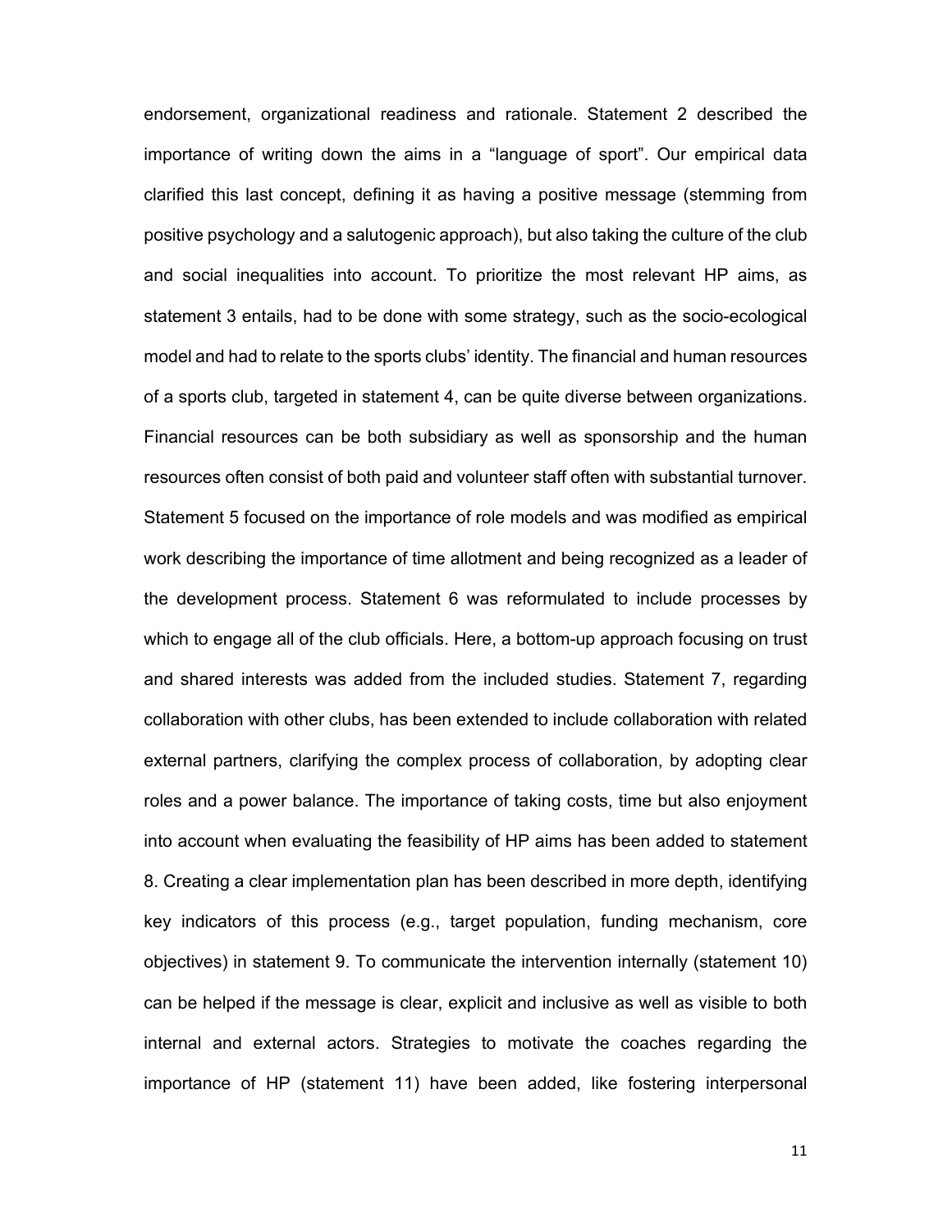endorsement, organizational readiness and rationale. Statement 2 described the importance of writing down the aims in a "language of sport". Our empirical data clarified this last concept, defining it as having a positive message (stemming from positive psychology and a salutogenic approach), but also taking the culture of the club and social inequalities into account. To prioritize the most relevant HP aims, as statement 3 entails, had to be done with some strategy, such as the socio-ecological model and had to relate to the sports clubs' identity. The financial and human resources of a sports club, targeted in statement 4, can be quite diverse between organizations. Financial resources can be both subsidiary as well as sponsorship and the human resources often consist of both paid and volunteer staff often with substantial turnover. Statement 5 focused on the importance of role models and was modified as empirical work describing the importance of time allotment and being recognized as a leader of the development process. Statement 6 was reformulated to include processes by which to engage all of the club officials. Here, a bottom-up approach focusing on trust and shared interests was added from the included studies. Statement 7, regarding collaboration with other clubs, has been extended to include collaboration with related external partners, clarifying the complex process of collaboration, by adopting clear roles and a power balance. The importance of taking costs, time but also enjoyment into account when evaluating the feasibility of HP aims has been added to statement 8. Creating a clear implementation plan has been described in more depth, identifying key indicators of this process (e.g., target population, funding mechanism, core objectives) in statement 9. To communicate the intervention internally (statement 10) can be helped if the message is clear, explicit and inclusive as well as visible to both internal and external actors. Strategies to motivate the coaches regarding the importance of HP (statement 11) have been added, like fostering interpersonal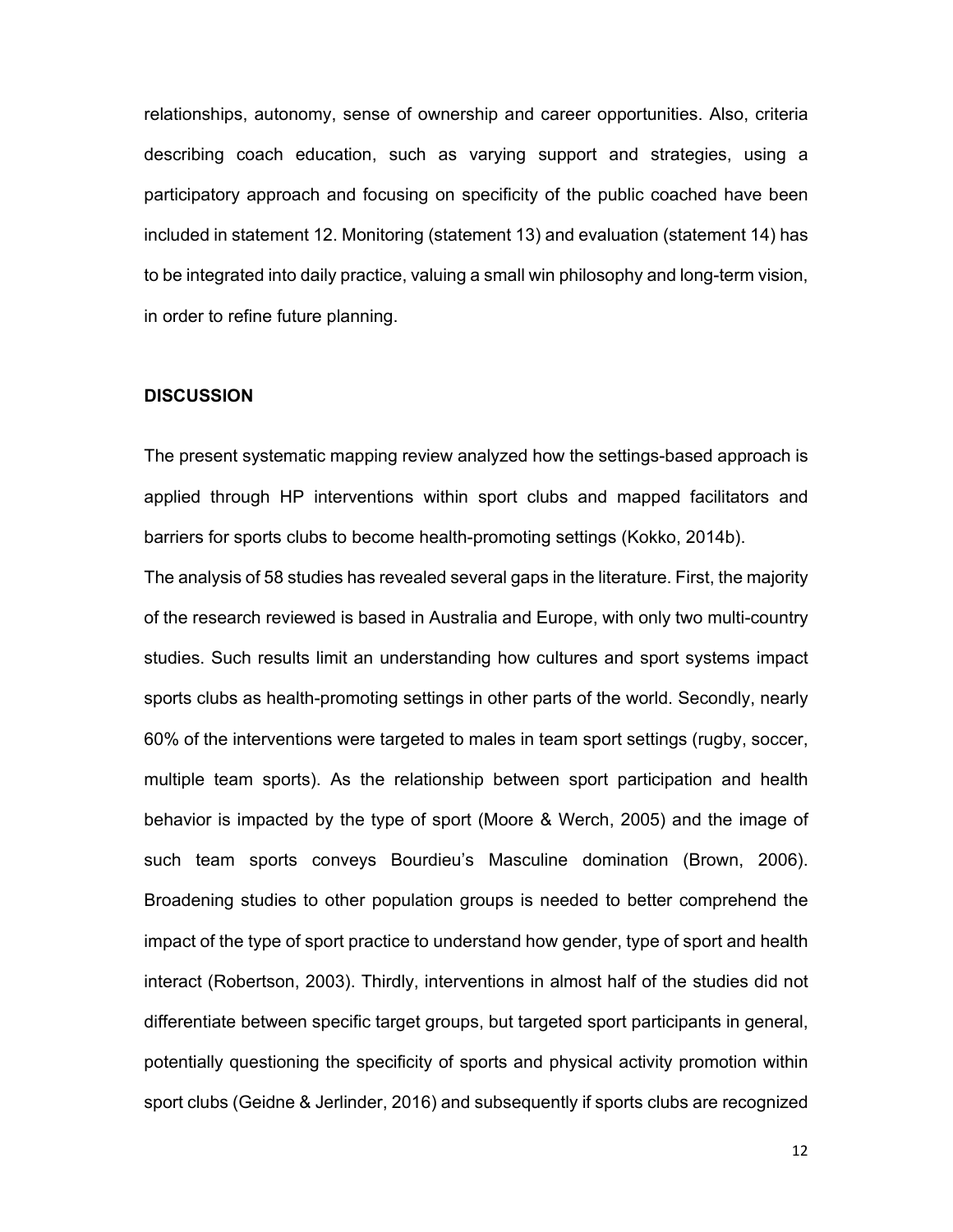relationships, autonomy, sense of ownership and career opportunities. Also, criteria describing coach education, such as varying support and strategies, using a participatory approach and focusing on specificity of the public coached have been included in statement 12. Monitoring (statement 13) and evaluation (statement 14) has to be integrated into daily practice, valuing a small win philosophy and long-term vision, in order to refine future planning.

## DISCUSSION

The present systematic mapping review analyzed how the settings-based approach is applied through HP interventions within sport clubs and mapped facilitators and barriers for sports clubs to become health-promoting settings (Kokko, 2014b).

The analysis of 58 studies has revealed several gaps in the literature. First, the majority of the research reviewed is based in Australia and Europe, with only two multi-country studies. Such results limit an understanding how cultures and sport systems impact sports clubs as health-promoting settings in other parts of the world. Secondly, nearly 60% of the interventions were targeted to males in team sport settings (rugby, soccer, multiple team sports). As the relationship between sport participation and health behavior is impacted by the type of sport (Moore & Werch, 2005) and the image of such team sports conveys Bourdieu's Masculine domination (Brown, 2006). Broadening studies to other population groups is needed to better comprehend the impact of the type of sport practice to understand how gender, type of sport and health interact (Robertson, 2003). Thirdly, interventions in almost half of the studies did not differentiate between specific target groups, but targeted sport participants in general, potentially questioning the specificity of sports and physical activity promotion within sport clubs (Geidne & Jerlinder, 2016) and subsequently if sports clubs are recognized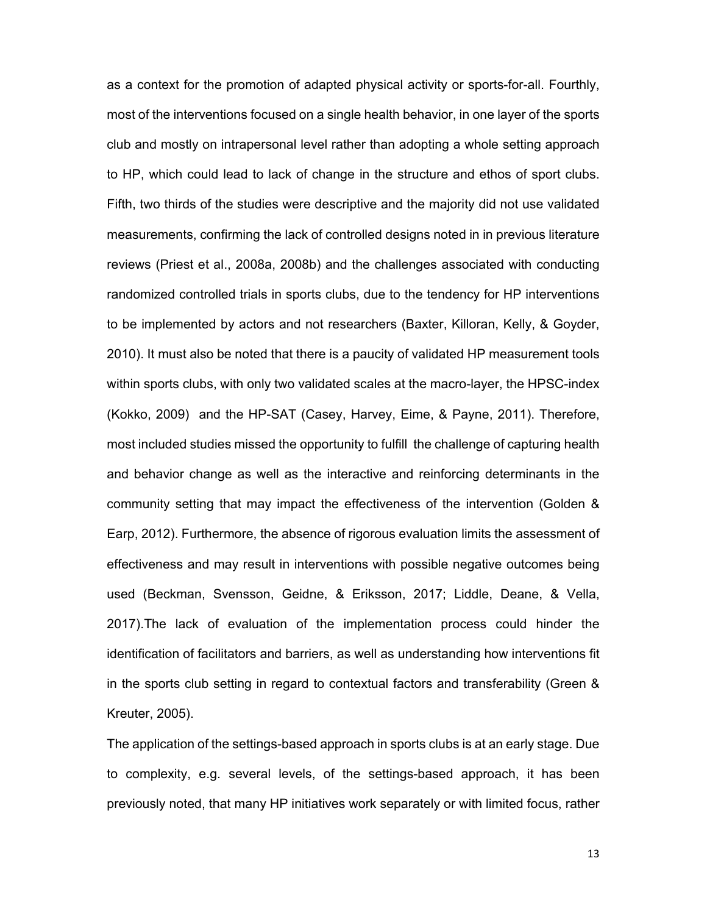as a context for the promotion of adapted physical activity or sports-for-all. Fourthly, most of the interventions focused on a single health behavior, in one layer of the sports club and mostly on intrapersonal level rather than adopting a whole setting approach to HP, which could lead to lack of change in the structure and ethos of sport clubs. Fifth, two thirds of the studies were descriptive and the majority did not use validated measurements, confirming the lack of controlled designs noted in in previous literature reviews (Priest et al., 2008a, 2008b) and the challenges associated with conducting randomized controlled trials in sports clubs, due to the tendency for HP interventions to be implemented by actors and not researchers (Baxter, Killoran, Kelly, & Goyder, 2010). It must also be noted that there is a paucity of validated HP measurement tools within sports clubs, with only two validated scales at the macro-layer, the HPSC-index (Kokko, 2009) and the HP-SAT (Casey, Harvey, Eime, & Payne, 2011). Therefore, most included studies missed the opportunity to fulfill the challenge of capturing health and behavior change as well as the interactive and reinforcing determinants in the community setting that may impact the effectiveness of the intervention (Golden & Earp, 2012). Furthermore, the absence of rigorous evaluation limits the assessment of effectiveness and may result in interventions with possible negative outcomes being used (Beckman, Svensson, Geidne, & Eriksson, 2017; Liddle, Deane, & Vella, 2017).The lack of evaluation of the implementation process could hinder the identification of facilitators and barriers, as well as understanding how interventions fit in the sports club setting in regard to contextual factors and transferability (Green & Kreuter, 2005).

The application of the settings-based approach in sports clubs is at an early stage. Due to complexity, e.g. several levels, of the settings-based approach, it has been previously noted, that many HP initiatives work separately or with limited focus, rather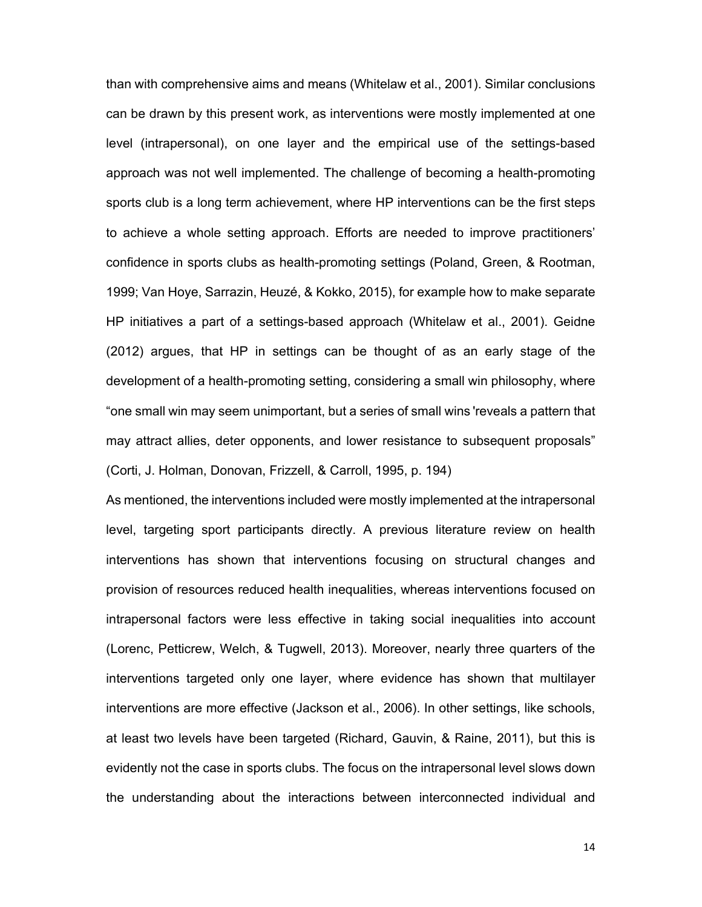than with comprehensive aims and means (Whitelaw et al., 2001). Similar conclusions can be drawn by this present work, as interventions were mostly implemented at one level (intrapersonal), on one layer and the empirical use of the settings-based approach was not well implemented. The challenge of becoming a health-promoting sports club is a long term achievement, where HP interventions can be the first steps to achieve a whole setting approach. Efforts are needed to improve practitioners' confidence in sports clubs as health-promoting settings (Poland, Green, & Rootman, 1999; Van Hoye, Sarrazin, Heuzé, & Kokko, 2015), for example how to make separate HP initiatives a part of a settings-based approach (Whitelaw et al., 2001). Geidne (2012) argues, that HP in settings can be thought of as an early stage of the development of a health-promoting setting, considering a small win philosophy, where "one small win may seem unimportant, but a series of small wins 'reveals a pattern that may attract allies, deter opponents, and lower resistance to subsequent proposals" (Corti, J. Holman, Donovan, Frizzell, & Carroll, 1995, p. 194)

As mentioned, the interventions included were mostly implemented at the intrapersonal level, targeting sport participants directly. A previous literature review on health interventions has shown that interventions focusing on structural changes and provision of resources reduced health inequalities, whereas interventions focused on intrapersonal factors were less effective in taking social inequalities into account (Lorenc, Petticrew, Welch, & Tugwell, 2013). Moreover, nearly three quarters of the interventions targeted only one layer, where evidence has shown that multilayer interventions are more effective (Jackson et al., 2006). In other settings, like schools, at least two levels have been targeted (Richard, Gauvin, & Raine, 2011), but this is evidently not the case in sports clubs. The focus on the intrapersonal level slows down the understanding about the interactions between interconnected individual and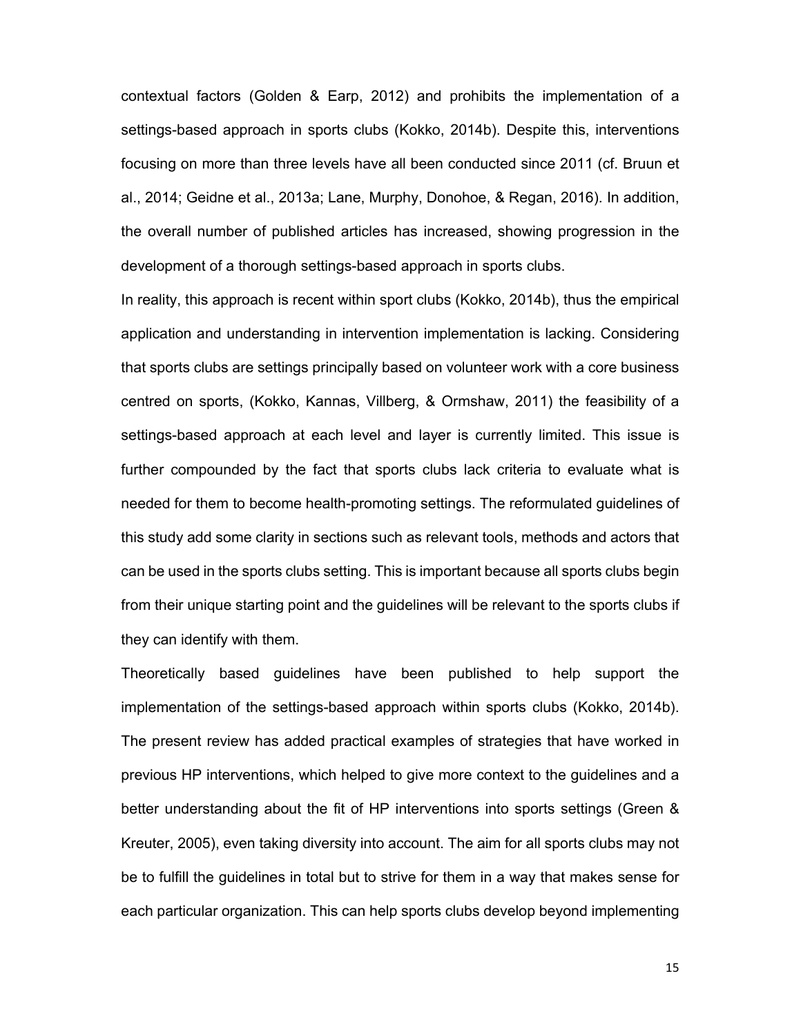contextual factors (Golden & Earp, 2012) and prohibits the implementation of a settings-based approach in sports clubs (Kokko, 2014b). Despite this, interventions focusing on more than three levels have all been conducted since 2011 (cf. Bruun et al., 2014; Geidne et al., 2013a; Lane, Murphy, Donohoe, & Regan, 2016). In addition, the overall number of published articles has increased, showing progression in the development of a thorough settings-based approach in sports clubs.

In reality, this approach is recent within sport clubs (Kokko, 2014b), thus the empirical application and understanding in intervention implementation is lacking. Considering that sports clubs are settings principally based on volunteer work with a core business centred on sports, (Kokko, Kannas, Villberg, & Ormshaw, 2011) the feasibility of a settings-based approach at each level and layer is currently limited. This issue is further compounded by the fact that sports clubs lack criteria to evaluate what is needed for them to become health-promoting settings. The reformulated guidelines of this study add some clarity in sections such as relevant tools, methods and actors that can be used in the sports clubs setting. This is important because all sports clubs begin from their unique starting point and the guidelines will be relevant to the sports clubs if they can identify with them.

Theoretically based guidelines have been published to help support the implementation of the settings-based approach within sports clubs (Kokko, 2014b). The present review has added practical examples of strategies that have worked in previous HP interventions, which helped to give more context to the guidelines and a better understanding about the fit of HP interventions into sports settings (Green & Kreuter, 2005), even taking diversity into account. The aim for all sports clubs may not be to fulfill the guidelines in total but to strive for them in a way that makes sense for each particular organization. This can help sports clubs develop beyond implementing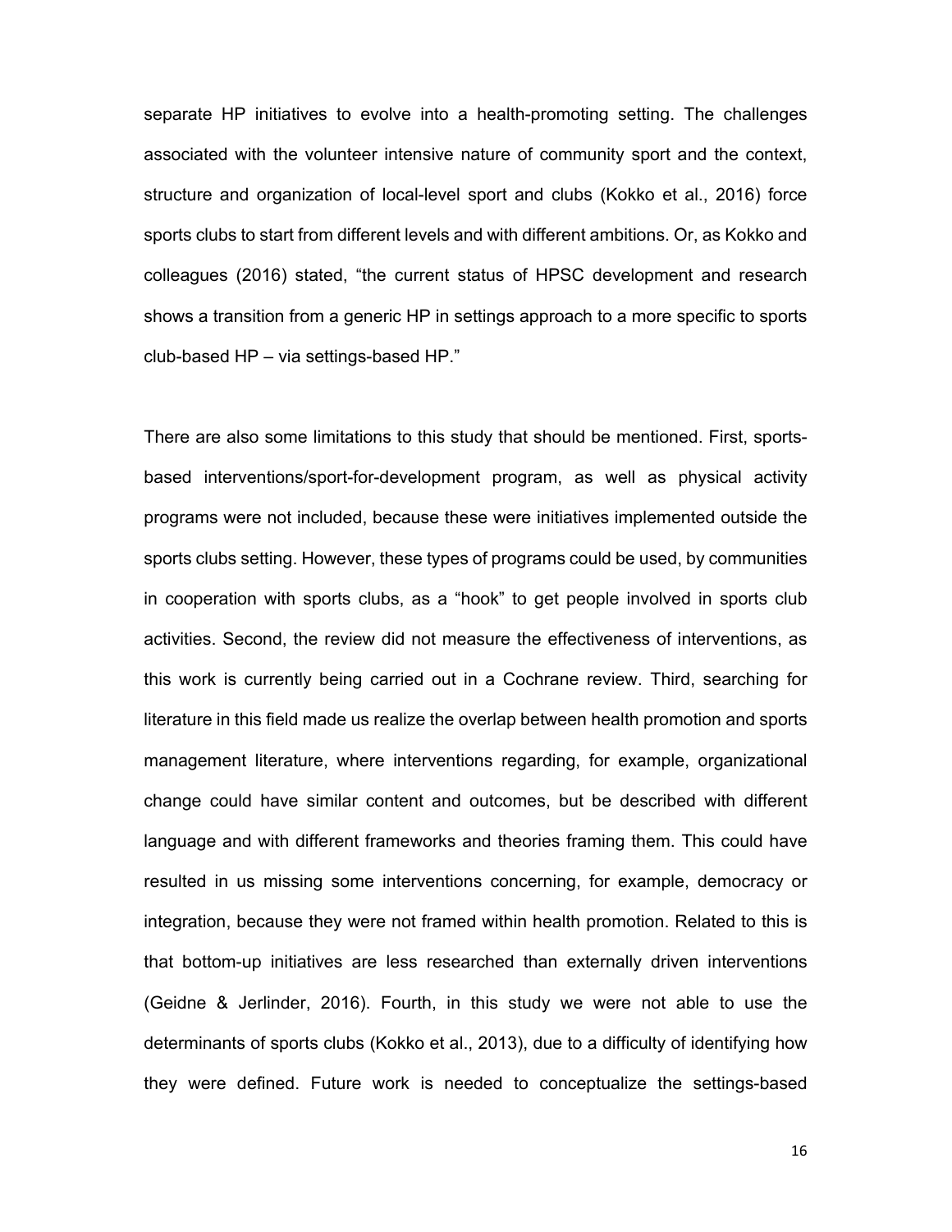separate HP initiatives to evolve into a health-promoting setting. The challenges associated with the volunteer intensive nature of community sport and the context, structure and organization of local-level sport and clubs (Kokko et al., 2016) force sports clubs to start from different levels and with different ambitions. Or, as Kokko and colleagues (2016) stated, "the current status of HPSC development and research shows a transition from a generic HP in settings approach to a more specific to sports club-based HP – via settings-based HP."

There are also some limitations to this study that should be mentioned. First, sports-based interventions/sport-for-development program, as well as physical activity programs were not included, because these were initiatives implemented outside the sports clubs setting. However, these types of programs could be used, by communities in cooperation with sports clubs, as a "hook" to get people involved in sports club activities. Second, the review did not measure the effectiveness of interventions, as this work is currently being carried out in a Cochrane review. Third, searching for literature in this field made us realize the overlap between health promotion and sports management literature, where interventions regarding, for example, organizational change could have similar content and outcomes, but be described with different language and with different frameworks and theories framing them. This could have resulted in us missing some interventions concerning, for example, democracy or integration, because they were not framed within health promotion. Related to this is that bottom-up initiatives are less researched than externally driven interventions (Geidne & Jerlinder, 2016). Fourth, in this study we were not able to use the determinants of sports clubs (Kokko et al., 2013), due to a difficulty of identifying how they were defined. Future work is needed to conceptualize the settings-based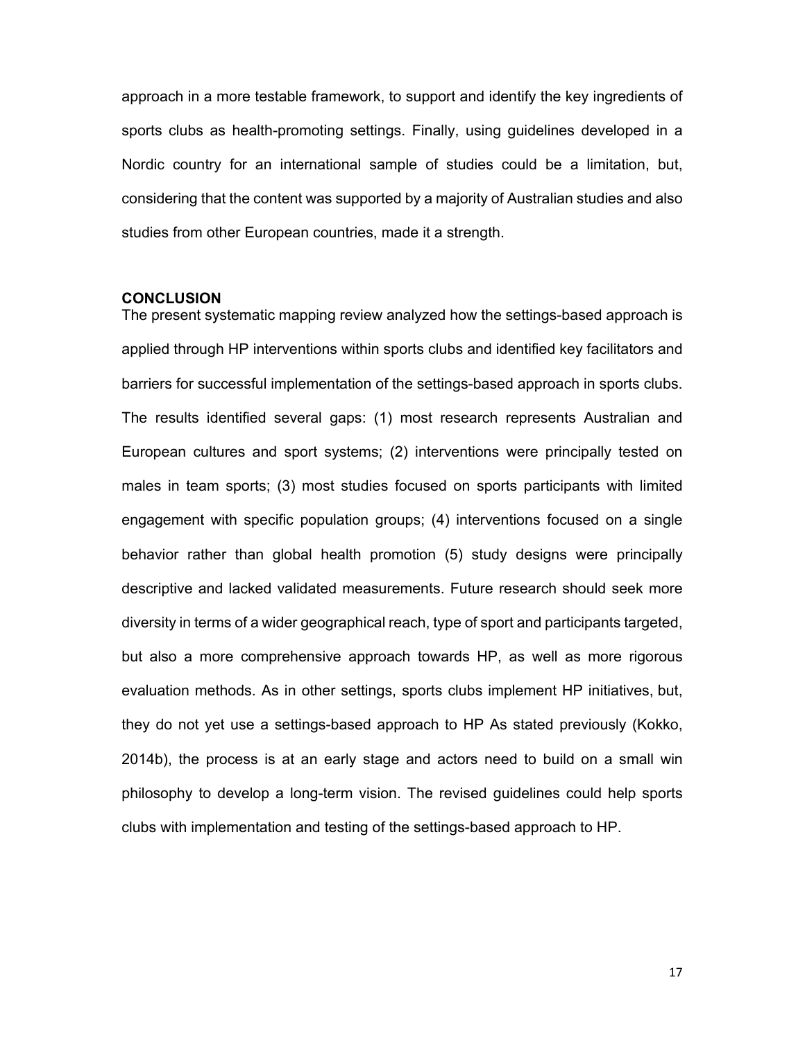approach in a more testable framework, to support and identify the key ingredients of sports clubs as health-promoting settings. Finally, using guidelines developed in a Nordic country for an international sample of studies could be a limitation, but, considering that the content was supported by a majority of Australian studies and also studies from other European countries, made it a strength.

## CONCLUSION

The present systematic mapping review analyzed how the settings-based approach is applied through HP interventions within sports clubs and identified key facilitators and barriers for successful implementation of the settings-based approach in sports clubs. The results identified several gaps: (1) most research represents Australian and European cultures and sport systems; (2) interventions were principally tested on males in team sports; (3) most studies focused on sports participants with limited engagement with specific population groups; (4) interventions focused on a single behavior rather than global health promotion (5) study designs were principally descriptive and lacked validated measurements. Future research should seek more diversity in terms of a wider geographical reach, type of sport and participants targeted, but also a more comprehensive approach towards HP, as well as more rigorous evaluation methods. As in other settings, sports clubs implement HP initiatives, but, they do not yet use a settings-based approach to HP As stated previously (Kokko, 2014b), the process is at an early stage and actors need to build on a small win philosophy to develop a long-term vision. The revised guidelines could help sports clubs with implementation and testing of the settings-based approach to HP.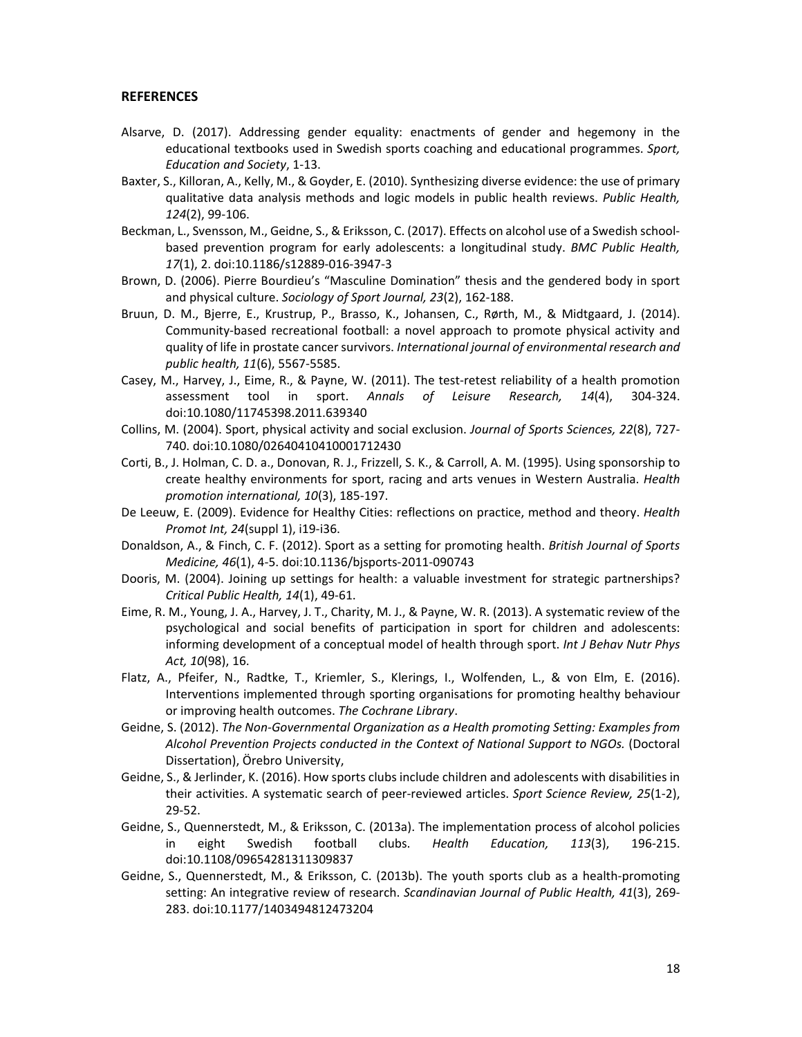## REFERENCES

Alsarve, D. (2017). Addressing gender equality: enactments of gender and hegemony in the educational textbooks used in Swedish sports coaching and educational programmes. *Sport, Education and Society*, 1-13.

Baxter, S., Killoran, A., Kelly, M., & Goyder, E. (2010). Synthesizing diverse evidence: the use of primary qualitative data analysis methods and logic models in public health reviews. *Public Health, 124*(2), 99-106.

Beckman, L., Svensson, M., Geidne, S., & Eriksson, C. (2017). Effects on alcohol use of a Swedish school-based prevention program for early adolescents: a longitudinal study. *BMC Public Health, 17*(1), 2. doi:10.1186/s12889-016-3947-3

Brown, D. (2006). Pierre Bourdieu's "Masculine Domination" thesis and the gendered body in sport and physical culture. *Sociology of Sport Journal, 23*(2), 162-188.

Bruun, D. M., Bjerre, E., Krustrup, P., Brasso, K., Johansen, C., Rørth, M., & Midtgaard, J. (2014). Community-based recreational football: a novel approach to promote physical activity and quality of life in prostate cancer survivors. *International journal of environmental research and public health, 11*(6), 5567-5585.

Casey, M., Harvey, J., Eime, R., & Payne, W. (2011). The test-retest reliability of a health promotion assessment tool in sport. *Annals of Leisure Research, 14*(4), 304-324. doi:10.1080/11745398.2011.639340

Collins, M. (2004). Sport, physical activity and social exclusion. *Journal of Sports Sciences, 22*(8), 727-740. doi:10.1080/02640410410001712430

Corti, B., J. Holman, C. D. a., Donovan, R. J., Frizzell, S. K., & Carroll, A. M. (1995). Using sponsorship to create healthy environments for sport, racing and arts venues in Western Australia. *Health promotion international, 10*(3), 185-197.

De Leeuw, E. (2009). Evidence for Healthy Cities: reflections on practice, method and theory. *Health Promot Int, 24*(suppl 1), i19-i36.

Donaldson, A., & Finch, C. F. (2012). Sport as a setting for promoting health. *British Journal of Sports Medicine, 46*(1), 4-5. doi:10.1136/bjsports-2011-090743

Dooris, M. (2004). Joining up settings for health: a valuable investment for strategic partnerships? *Critical Public Health, 14*(1), 49-61.

Eime, R. M., Young, J. A., Harvey, J. T., Charity, M. J., & Payne, W. R. (2013). A systematic review of the psychological and social benefits of participation in sport for children and adolescents: informing development of a conceptual model of health through sport. *Int J Behav Nutr Phys Act, 10*(98), 16.

Flatz, A., Pfeifer, N., Radtke, T., Kriemler, S., Klerings, I., Wolfenden, L., & von Elm, E. (2016). Interventions implemented through sporting organisations for promoting healthy behaviour or improving health outcomes. *The Cochrane Library*.

Geidne, S. (2012). *The Non-Governmental Organization as a Health promoting Setting: Examples from Alcohol Prevention Projects conducted in the Context of National Support to NGOs.* (Doctoral Dissertation), Örebro University,

Geidne, S., & Jerlinder, K. (2016). How sports clubs include children and adolescents with disabilities in their activities. A systematic search of peer-reviewed articles. *Sport Science Review, 25*(1-2), 29-52.

Geidne, S., Quennerstedt, M., & Eriksson, C. (2013a). The implementation process of alcohol policies in eight Swedish football clubs. *Health Education, 113*(3), 196-215. doi:10.1108/09654281311309837

Geidne, S., Quennerstedt, M., & Eriksson, C. (2013b). The youth sports club as a health-promoting setting: An integrative review of research. *Scandinavian Journal of Public Health, 41*(3), 269-283. doi:10.1177/1403494812473204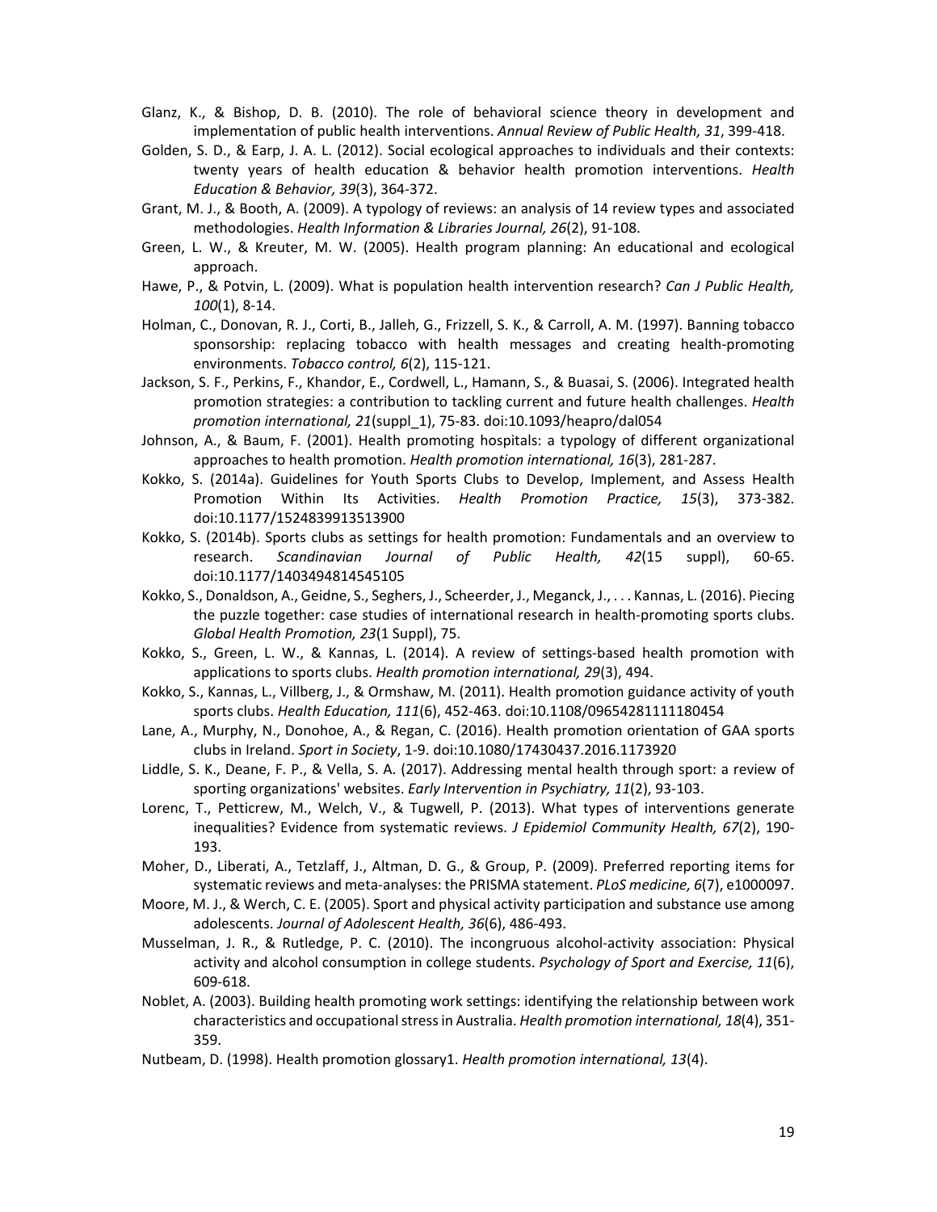Glanz, K., & Bishop, D. B. (2010). The role of behavioral science theory in development and implementation of public health interventions. *Annual Review of Public Health, 31*, 399-418.

Golden, S. D., & Earp, J. A. L. (2012). Social ecological approaches to individuals and their contexts: twenty years of health education & behavior health promotion interventions. *Health Education & Behavior, 39*(3), 364-372.

Grant, M. J., & Booth, A. (2009). A typology of reviews: an analysis of 14 review types and associated methodologies. *Health Information & Libraries Journal, 26*(2), 91-108.

Green, L. W., & Kreuter, M. W. (2005). Health program planning: An educational and ecological approach.

Hawe, P., & Potvin, L. (2009). What is population health intervention research? *Can J Public Health, 100*(1), 8-14.

Holman, C., Donovan, R. J., Corti, B., Jalleh, G., Frizzell, S. K., & Carroll, A. M. (1997). Banning tobacco sponsorship: replacing tobacco with health messages and creating health-promoting environments. *Tobacco control, 6*(2), 115-121.

Jackson, S. F., Perkins, F., Khandor, E., Cordwell, L., Hamann, S., & Buasai, S. (2006). Integrated health promotion strategies: a contribution to tackling current and future health challenges. *Health promotion international, 21*(suppl_1), 75-83. doi:10.1093/heapro/dal054

Johnson, A., & Baum, F. (2001). Health promoting hospitals: a typology of different organizational approaches to health promotion. *Health promotion international, 16*(3), 281-287.

Kokko, S. (2014a). Guidelines for Youth Sports Clubs to Develop, Implement, and Assess Health Promotion Within Its Activities. *Health Promotion Practice, 15*(3), 373-382. doi:10.1177/1524839913513900

Kokko, S. (2014b). Sports clubs as settings for health promotion: Fundamentals and an overview to research. *Scandinavian Journal of Public Health, 42*(15 suppl), 60-65. doi:10.1177/1403494814545105

Kokko, S., Donaldson, A., Geidne, S., Seghers, J., Scheerder, J., Meganck, J., . . . Kannas, L. (2016). Piecing the puzzle together: case studies of international research in health-promoting sports clubs. *Global Health Promotion, 23*(1 Suppl), 75.

Kokko, S., Green, L. W., & Kannas, L. (2014). A review of settings-based health promotion with applications to sports clubs. *Health promotion international, 29*(3), 494.

Kokko, S., Kannas, L., Villberg, J., & Ormshaw, M. (2011). Health promotion guidance activity of youth sports clubs. *Health Education, 111*(6), 452-463. doi:10.1108/09654281111180454

Lane, A., Murphy, N., Donohoe, A., & Regan, C. (2016). Health promotion orientation of GAA sports clubs in Ireland. *Sport in Society*, 1-9. doi:10.1080/17430437.2016.1173920

Liddle, S. K., Deane, F. P., & Vella, S. A. (2017). Addressing mental health through sport: a review of sporting organizations' websites. *Early Intervention in Psychiatry, 11*(2), 93-103.

Lorenc, T., Petticrew, M., Welch, V., & Tugwell, P. (2013). What types of interventions generate inequalities? Evidence from systematic reviews. *J Epidemiol Community Health, 67*(2), 190-193.

Moher, D., Liberati, A., Tetzlaff, J., Altman, D. G., & Group, P. (2009). Preferred reporting items for systematic reviews and meta-analyses: the PRISMA statement. *PLoS medicine, 6*(7), e1000097.

Moore, M. J., & Werch, C. E. (2005). Sport and physical activity participation and substance use among adolescents. *Journal of Adolescent Health, 36*(6), 486-493.

Musselman, J. R., & Rutledge, P. C. (2010). The incongruous alcohol-activity association: Physical activity and alcohol consumption in college students. *Psychology of Sport and Exercise, 11*(6), 609-618.

Noblet, A. (2003). Building health promoting work settings: identifying the relationship between work characteristics and occupational stress in Australia. *Health promotion international, 18*(4), 351-359.

Nutbeam, D. (1998). Health promotion glossary1. *Health promotion international, 13*(4).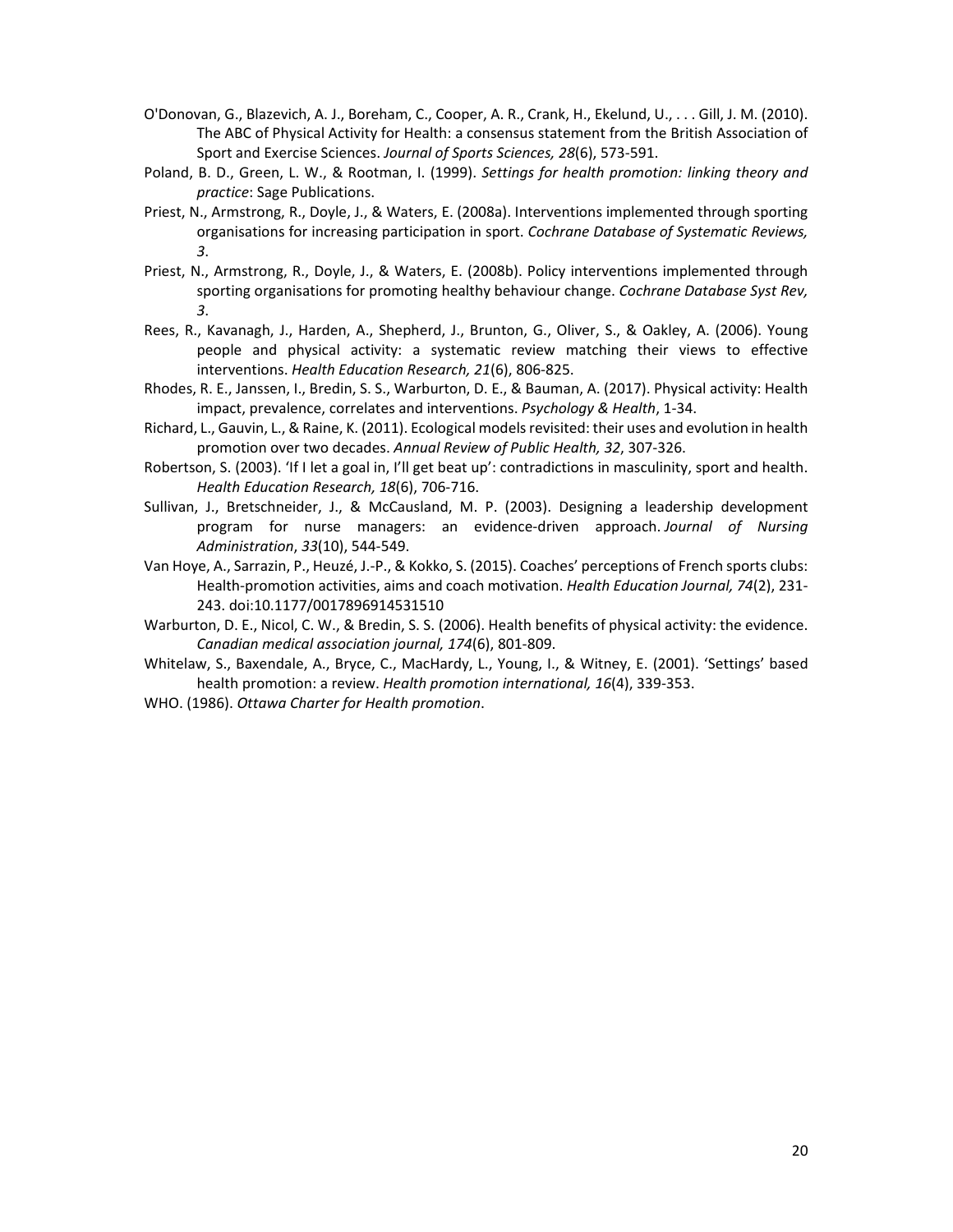O'Donovan, G., Blazevich, A. J., Boreham, C., Cooper, A. R., Crank, H., Ekelund, U., . . . Gill, J. M. (2010). The ABC of Physical Activity for Health: a consensus statement from the British Association of Sport and Exercise Sciences. *Journal of Sports Sciences, 28*(6), 573-591.

Poland, B. D., Green, L. W., & Rootman, I. (1999). *Settings for health promotion: linking theory and practice*: Sage Publications.

Priest, N., Armstrong, R., Doyle, J., & Waters, E. (2008a). Interventions implemented through sporting organisations for increasing participation in sport. *Cochrane Database of Systematic Reviews, 3*.

Priest, N., Armstrong, R., Doyle, J., & Waters, E. (2008b). Policy interventions implemented through sporting organisations for promoting healthy behaviour change. *Cochrane Database Syst Rev, 3*.

Rees, R., Kavanagh, J., Harden, A., Shepherd, J., Brunton, G., Oliver, S., & Oakley, A. (2006). Young people and physical activity: a systematic review matching their views to effective interventions. *Health Education Research, 21*(6), 806-825.

Rhodes, R. E., Janssen, I., Bredin, S. S., Warburton, D. E., & Bauman, A. (2017). Physical activity: Health impact, prevalence, correlates and interventions. *Psychology & Health*, 1-34.

Richard, L., Gauvin, L., & Raine, K. (2011). Ecological models revisited: their uses and evolution in health promotion over two decades. *Annual Review of Public Health, 32*, 307-326.

Robertson, S. (2003). 'If I let a goal in, I'll get beat up': contradictions in masculinity, sport and health. *Health Education Research, 18*(6), 706-716.

Sullivan, J., Bretschneider, J., & McCausland, M. P. (2003). Designing a leadership development program for nurse managers: an evidence-driven approach. *Journal of Nursing Administration*, *33*(10), 544-549.

Van Hoye, A., Sarrazin, P., Heuzé, J.-P., & Kokko, S. (2015). Coaches' perceptions of French sports clubs: Health-promotion activities, aims and coach motivation. *Health Education Journal, 74*(2), 231-243. doi:10.1177/0017896914531510

Warburton, D. E., Nicol, C. W., & Bredin, S. S. (2006). Health benefits of physical activity: the evidence. *Canadian medical association journal, 174*(6), 801-809.

Whitelaw, S., Baxendale, A., Bryce, C., MacHardy, L., Young, I., & Witney, E. (2001). 'Settings' based health promotion: a review. *Health promotion international, 16*(4), 339-353.

WHO. (1986). *Ottawa Charter for Health promotion*.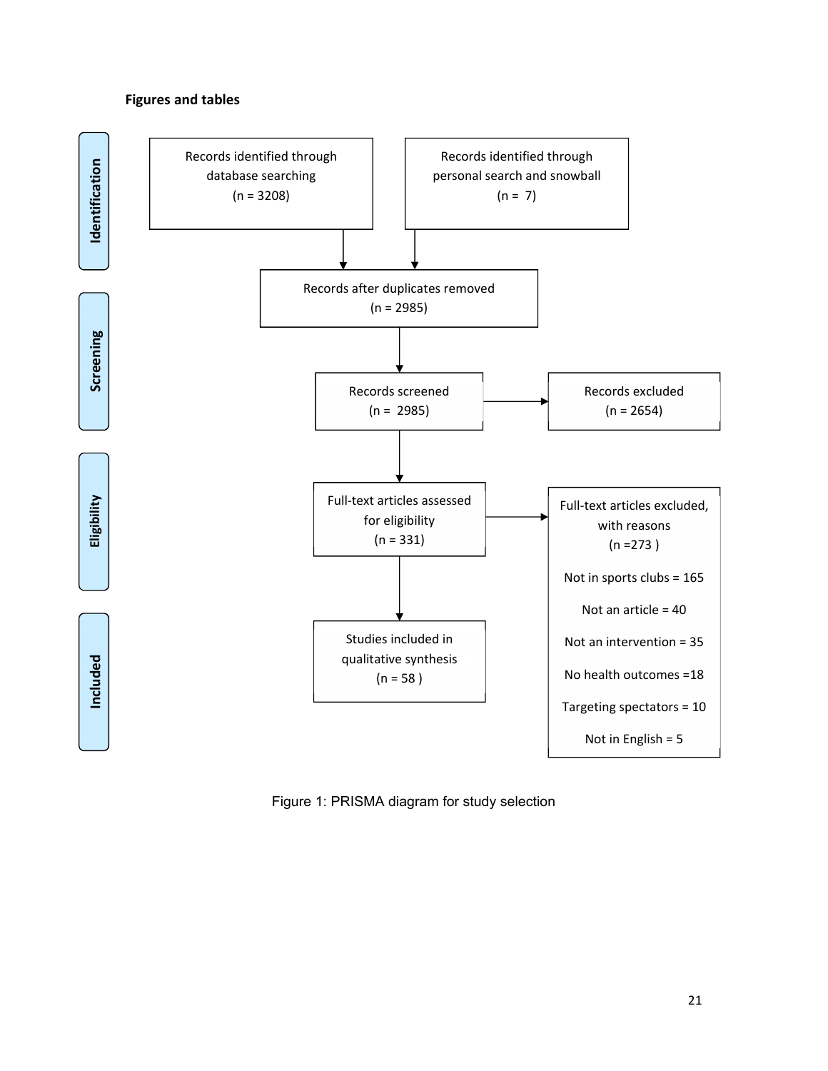**Figures and tables**

**Identification**

Records identified through database searching (n = 3208)

Records identified through personal search and snowball (n = 7)

Records after duplicates removed (n = 2985)

**Screening**

Records screened (n = 2985)

Records excluded (n = 2654)

**Eligibility**

Full-text articles assessed for eligibility (n = 331)

Full-text articles excluded, with reasons (n =273 )

- Not in sports clubs = 165
- Not an article = 40
- Not an intervention = 35
- No health outcomes =18
- Targeting spectators = 10
- Not in English = 5

**Included**

Studies included in qualitative synthesis (n = 58 )

Figure 1: PRISMA diagram for study selection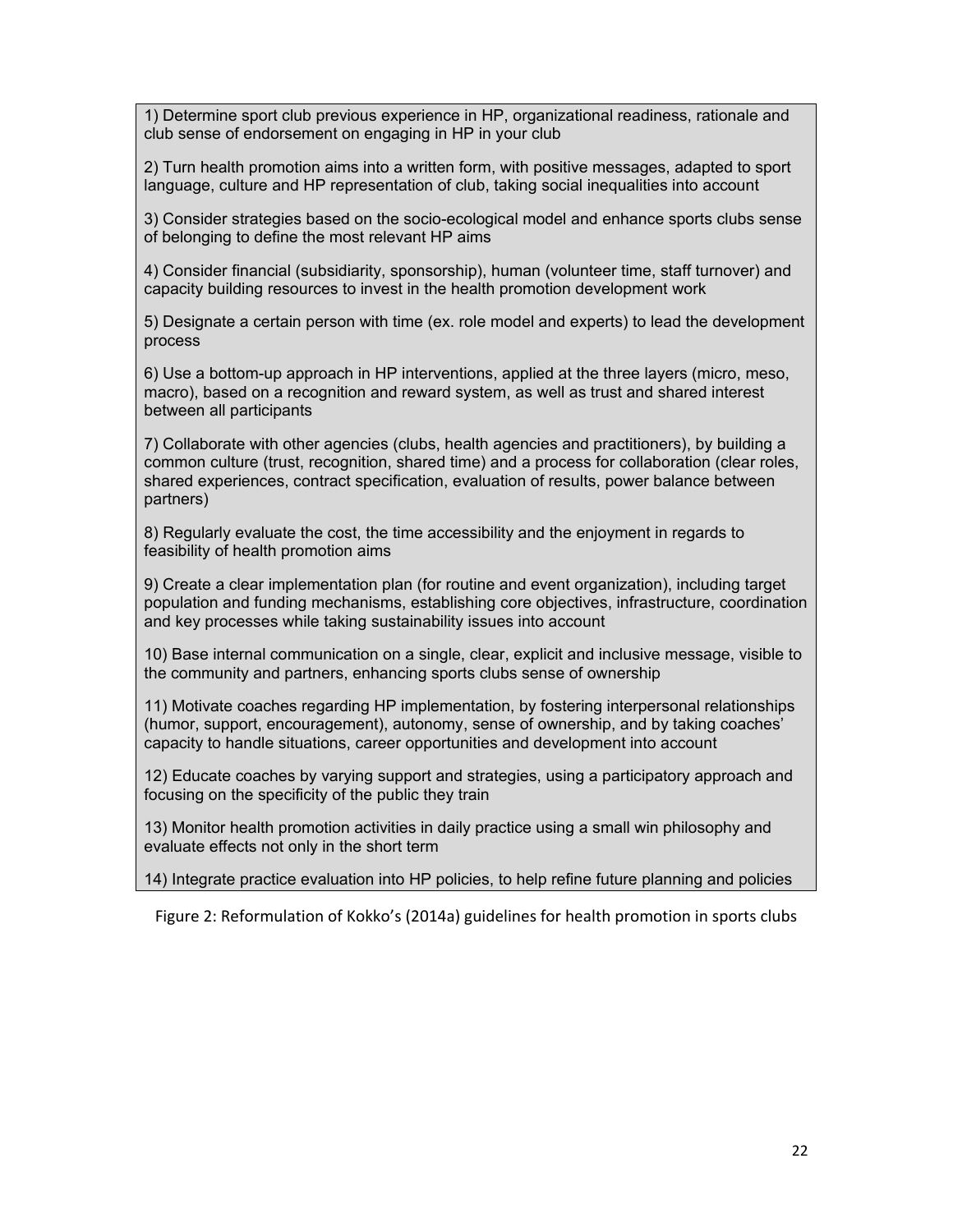1) Determine sport club previous experience in HP, organizational readiness, rationale and club sense of endorsement on engaging in HP in your club

2) Turn health promotion aims into a written form, with positive messages, adapted to sport language, culture and HP representation of club, taking social inequalities into account

3) Consider strategies based on the socio-ecological model and enhance sports clubs sense of belonging to define the most relevant HP aims

4) Consider financial (subsidiarity, sponsorship), human (volunteer time, staff turnover) and capacity building resources to invest in the health promotion development work

5) Designate a certain person with time (ex. role model and experts) to lead the development process

6) Use a bottom-up approach in HP interventions, applied at the three layers (micro, meso, macro), based on a recognition and reward system, as well as trust and shared interest between all participants

7) Collaborate with other agencies (clubs, health agencies and practitioners), by building a common culture (trust, recognition, shared time) and a process for collaboration (clear roles, shared experiences, contract specification, evaluation of results, power balance between partners)

8) Regularly evaluate the cost, the time accessibility and the enjoyment in regards to feasibility of health promotion aims

9) Create a clear implementation plan (for routine and event organization), including target population and funding mechanisms, establishing core objectives, infrastructure, coordination and key processes while taking sustainability issues into account

10) Base internal communication on a single, clear, explicit and inclusive message, visible to the community and partners, enhancing sports clubs sense of ownership

11) Motivate coaches regarding HP implementation, by fostering interpersonal relationships (humor, support, encouragement), autonomy, sense of ownership, and by taking coaches' capacity to handle situations, career opportunities and development into account

12) Educate coaches by varying support and strategies, using a participatory approach and focusing on the specificity of the public they train

13) Monitor health promotion activities in daily practice using a small win philosophy and evaluate effects not only in the short term

14) Integrate practice evaluation into HP policies, to help refine future planning and policies

Figure 2: Reformulation of Kokko's (2014a) guidelines for health promotion in sports clubs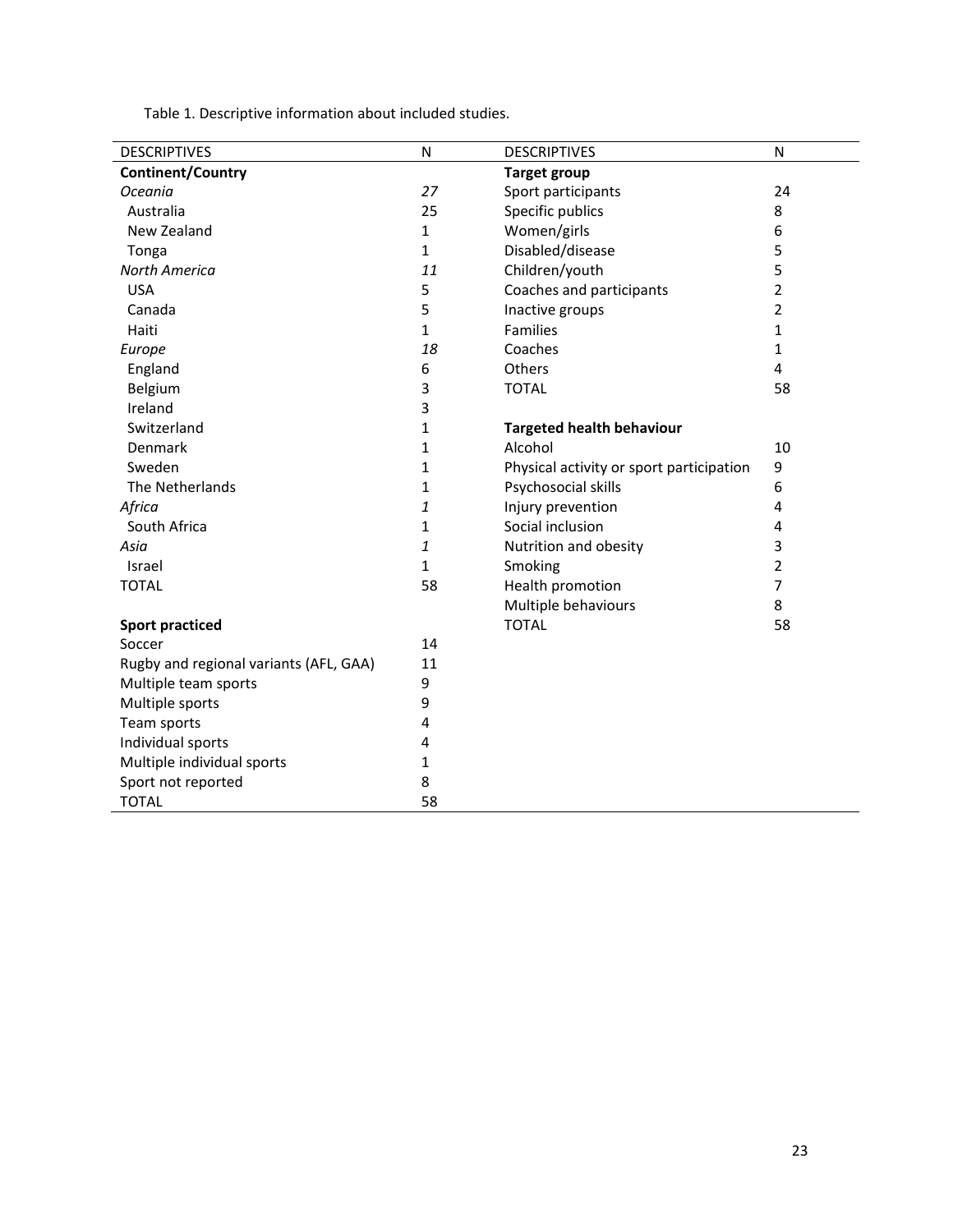Table 1. Descriptive information about included studies.

| DESCRIPTIVES | N | DESCRIPTIVES | N |
|---|---|---|---|
| **Continent/Country** | | **Target group** | |
| *Oceania* | *27* | Sport participants | 24 |
| Australia | 25 | Specific publics | 8 |
| New Zealand | 1 | Women/girls | 6 |
| Tonga | 1 | Disabled/disease | 5 |
| *North America* | *11* | Children/youth | 5 |
| USA | 5 | Coaches and participants | 2 |
| Canada | 5 | Inactive groups | 2 |
| Haiti | 1 | Families | 1 |
| *Europe* | *18* | Coaches | 1 |
| England | 6 | Others | 4 |
| Belgium | 3 | TOTAL | 58 |
| Ireland | 3 | | |
| Switzerland | 1 | **Targeted health behaviour** | |
| Denmark | 1 | Alcohol | 10 |
| Sweden | 1 | Physical activity or sport participation | 9 |
| The Netherlands | 1 | Psychosocial skills | 6 |
| *Africa* | *1* | Injury prevention | 4 |
| South Africa | 1 | Social inclusion | 4 |
| *Asia* | *1* | Nutrition and obesity | 3 |
| Israel | 1 | Smoking | 2 |
| TOTAL | 58 | Health promotion | 7 |
| | | Multiple behaviours | 8 |
| **Sport practiced** | | TOTAL | 58 |
| Soccer | 14 | | |
| Rugby and regional variants (AFL, GAA) | 11 | | |
| Multiple team sports | 9 | | |
| Multiple sports | 9 | | |
| Team sports | 4 | | |
| Individual sports | 4 | | |
| Multiple individual sports | 1 | | |
| Sport not reported | 8 | | |
| TOTAL | 58 | | |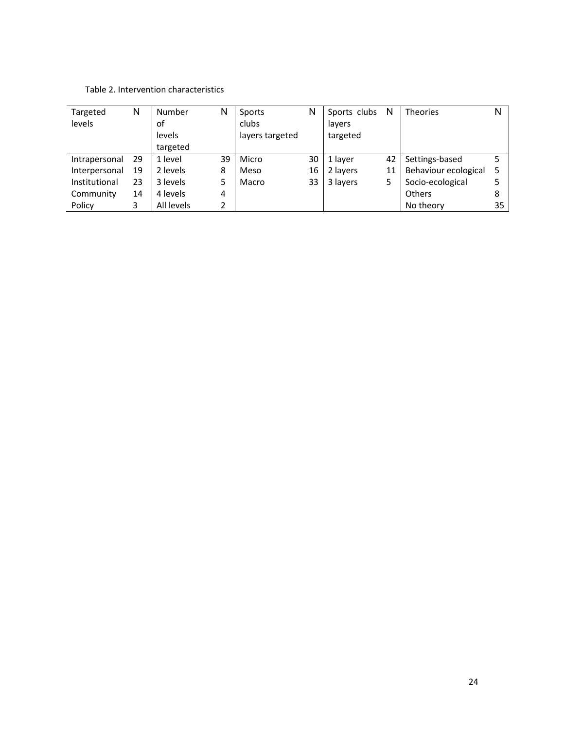Table 2. Intervention characteristics

| Targeted levels | N | Number of levels targeted | N | Sports clubs layers targeted | N | Sports clubs layers targeted | N | Theories | N |
|---|---|---|---|---|---|---|---|---|---|
| Intrapersonal | 29 | 1 level | 39 | Micro | 30 | 1 layer | 42 | Settings-based | 5 |
| Interpersonal | 19 | 2 levels | 8 | Meso | 16 | 2 layers | 11 | Behaviour ecological | 5 |
| Institutional | 23 | 3 levels | 5 | Macro | 33 | 3 layers | 5 | Socio-ecological | 5 |
| Community | 14 | 4 levels | 4 | | | | | Others | 8 |
| Policy | 3 | All levels | 2 | | | | | No theory | 35 |